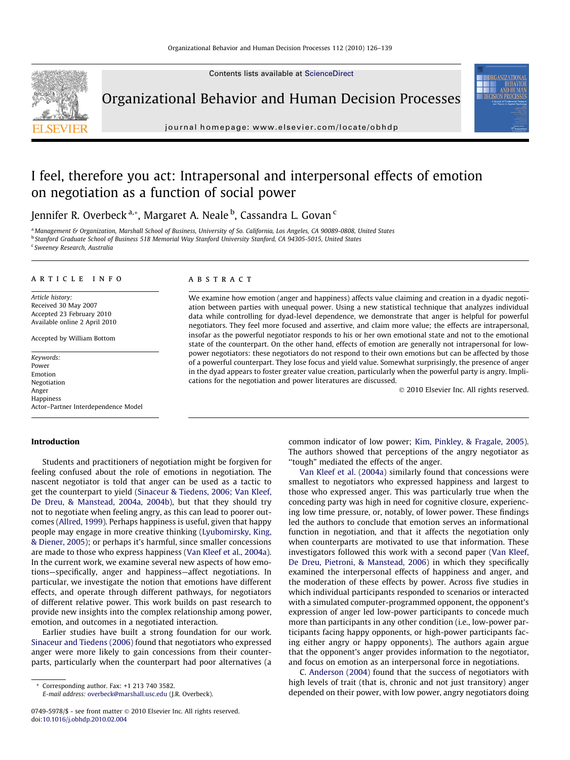# I feel, therefore you act: Intrapersonal and interpersonal effects of emotion on negotiation as a function of social power

Jennifer R. Overbeck [a,*], Margaret A. Neale [b], Cassandra L. Govan [c]

[a] Management & Organization, Marshall School of Business, University of So. California, Los Angeles, CA 90089-0808, United States
[b] Stanford Graduate School of Business 518 Memorial Way Stanford University Stanford, CA 94305-5015, United States
[c] Sweeney Research, Australia

## ARTICLE INFO

*Article history:*
Received 30 May 2007
Accepted 23 February 2010
Available online 2 April 2010

Accepted by William Bottom

*Keywords:*
Power
Emotion
Negotiation
Anger
Happiness
Actor–Partner Interdependence Model

## ABSTRACT

We examine how emotion (anger and happiness) affects value claiming and creation in a dyadic negotiation between parties with unequal power. Using a new statistical technique that analyzes individual data while controlling for dyad-level dependence, we demonstrate that anger is helpful for powerful negotiators. They feel more focused and assertive, and claim more value; the effects are intrapersonal, insofar as the powerful negotiator responds to his or her own emotional state and not to the emotional state of the counterpart. On the other hand, effects of emotion are generally not intrapersonal for low-power negotiators: these negotiators do not respond to their own emotions but can be affected by those of a powerful counterpart. They lose focus and yield value. Somewhat surprisingly, the presence of anger in the dyad appears to foster greater value creation, particularly when the powerful party is angry. Implications for the negotiation and power literatures are discussed.

© 2010 Elsevier Inc. All rights reserved.

## Introduction

Students and practitioners of negotiation might be forgiven for feeling confused about the role of emotions in negotiation. The nascent negotiator is told that anger can be used as a tactic to get the counterpart to yield (Sinaceur & Tiedens, 2006; Van Kleef, De Dreu, & Manstead, 2004a, 2004b), but that they should try not to negotiate when feeling angry, as this can lead to poorer outcomes (Allred, 1999). Perhaps happiness is useful, given that happy people may engage in more creative thinking (Lyubomirsky, King, & Diener, 2005); or perhaps it's harmful, since smaller concessions are made to those who express happiness (Van Kleef et al., 2004a). In the current work, we examine several new aspects of how emotions—specifically, anger and happiness—affect negotiations. In particular, we investigate the notion that emotions have different effects, and operate through different pathways, for negotiators of different relative power. This work builds on past research to provide new insights into the complex relationship among power, emotion, and outcomes in a negotiated interaction.

Earlier studies have built a strong foundation for our work. Sinaceur and Tiedens (2006) found that negotiators who expressed anger were more likely to gain concessions from their counterparts, particularly when the counterpart had poor alternatives (a common indicator of low power; Kim, Pinkley, & Fragale, 2005). The authors showed that perceptions of the angry negotiator as "tough" mediated the effects of the anger.

Van Kleef et al. (2004a) similarly found that concessions were smallest to negotiators who expressed happiness and largest to those who expressed anger. This was particularly true when the conceding party was high in need for cognitive closure, experiencing low time pressure, or, notably, of lower power. These findings led the authors to conclude that emotion serves an informational function in negotiation, and that it affects the negotiation only when counterparts are motivated to use that information. These investigators followed this work with a second paper (Van Kleef, De Dreu, Pietroni, & Manstead, 2006) in which they specifically examined the interpersonal effects of happiness and anger, and the moderation of these effects by power. Across five studies in which individual participants responded to scenarios or interacted with a simulated computer-programmed opponent, the opponent's expression of anger led low-power participants to concede much more than participants in any other condition (i.e., low-power participants facing happy opponents, or high-power participants facing either angry or happy opponents). The authors again argue that the opponent's anger provides information to the negotiator, and focus on emotion as an interpersonal force in negotiations.

C. Anderson (2004) found that the success of negotiators with high levels of trait (that is, chronic and not just transitory) anger depended on their power, with low power, angry negotiators doing

* Corresponding author. Fax: +1 213 740 3582.
*E-mail address:* overbeck@marshall.usc.edu (J.R. Overbeck).

0749-5978/$ - see front matter © 2010 Elsevier Inc. All rights reserved.
doi:10.1016/j.obhdp.2010.02.004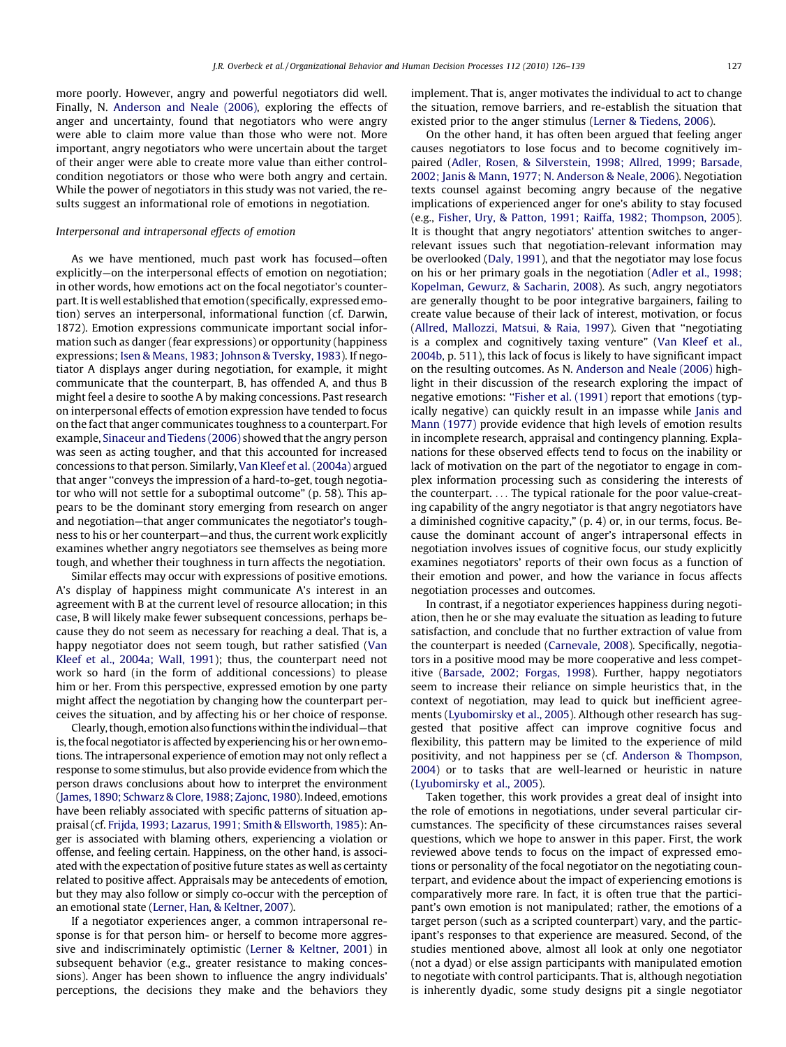more poorly. However, angry and powerful negotiators did well. Finally, N. Anderson and Neale (2006), exploring the effects of anger and uncertainty, found that negotiators who were angry were able to claim more value than those who were not. More important, angry negotiators who were uncertain about the target of their anger were able to create more value than either control-condition negotiators or those who were both angry and certain. While the power of negotiators in this study was not varied, the results suggest an informational role of emotions in negotiation.

### Interpersonal and intrapersonal effects of emotion

As we have mentioned, much past work has focused—often explicitly—on the interpersonal effects of emotion on negotiation; in other words, how emotions act on the focal negotiator's counterpart. It is well established that emotion (specifically, expressed emotion) serves an interpersonal, informational function (cf. Darwin, 1872). Emotion expressions communicate important social information such as danger (fear expressions) or opportunity (happiness expressions; Isen & Means, 1983; Johnson & Tversky, 1983). If negotiator A displays anger during negotiation, for example, it might communicate that the counterpart, B, has offended A, and thus B might feel a desire to soothe A by making concessions. Past research on interpersonal effects of emotion expression have tended to focus on the fact that anger communicates toughness to a counterpart. For example, Sinaceur and Tiedens (2006) showed that the angry person was seen as acting tougher, and that this accounted for increased concessions to that person. Similarly, Van Kleef et al. (2004a) argued that anger "conveys the impression of a hard-to-get, tough negotiator who will not settle for a suboptimal outcome" (p. 58). This appears to be the dominant story emerging from research on anger and negotiation—that anger communicates the negotiator's toughness to his or her counterpart—and thus, the current work explicitly examines whether angry negotiators see themselves as being more tough, and whether their toughness in turn affects the negotiation.

Similar effects may occur with expressions of positive emotions. A's display of happiness might communicate A's interest in an agreement with B at the current level of resource allocation; in this case, B will likely make fewer subsequent concessions, perhaps because they do not seem as necessary for reaching a deal. That is, a happy negotiator does not seem tough, but rather satisfied (Van Kleef et al., 2004a; Wall, 1991); thus, the counterpart need not work so hard (in the form of additional concessions) to please him or her. From this perspective, expressed emotion by one party might affect the negotiation by changing how the counterpart perceives the situation, and by affecting his or her choice of response.

Clearly, though, emotion also functions within the individual—that is, the focal negotiator is affected by experiencing his or her own emotions. The intrapersonal experience of emotion may not only reflect a response to some stimulus, but also provide evidence from which the person draws conclusions about how to interpret the environment (James, 1890; Schwarz & Clore, 1988; Zajonc, 1980). Indeed, emotions have been reliably associated with specific patterns of situation appraisal (cf. Frijda, 1993; Lazarus, 1991; Smith & Ellsworth, 1985): Anger is associated with blaming others, experiencing a violation or offense, and feeling certain. Happiness, on the other hand, is associated with the expectation of positive future states as well as certainty related to positive affect. Appraisals may be antecedents of emotion, but they may also follow or simply co-occur with the perception of an emotional state (Lerner, Han, & Keltner, 2007).

If a negotiator experiences anger, a common intrapersonal response is for that person him- or herself to become more aggressive and indiscriminately optimistic (Lerner & Keltner, 2001) in subsequent behavior (e.g., greater resistance to making concessions). Anger has been shown to influence the angry individuals' perceptions, the decisions they make and the behaviors they implement. That is, anger motivates the individual to act to change the situation, remove barriers, and re-establish the situation that existed prior to the anger stimulus (Lerner & Tiedens, 2006).

On the other hand, it has often been argued that feeling anger causes negotiators to lose focus and to become cognitively impaired (Adler, Rosen, & Silverstein, 1998; Allred, 1999; Barsade, 2002; Janis & Mann, 1977; N. Anderson & Neale, 2006). Negotiation texts counsel against becoming angry because of the negative implications of experienced anger for one's ability to stay focused (e.g., Fisher, Ury, & Patton, 1991; Raiffa, 1982; Thompson, 2005). It is thought that angry negotiators' attention switches to anger-relevant issues such that negotiation-relevant information may be overlooked (Daly, 1991), and that the negotiator may lose focus on his or her primary goals in the negotiation (Adler et al., 1998; Kopelman, Gewurz, & Sacharin, 2008). As such, angry negotiators are generally thought to be poor integrative bargainers, failing to create value because of their lack of interest, motivation, or focus (Allred, Mallozzi, Matsui, & Raia, 1997). Given that "negotiating is a complex and cognitively taxing venture" (Van Kleef et al., 2004b, p. 511), this lack of focus is likely to have significant impact on the resulting outcomes. As N. Anderson and Neale (2006) highlight in their discussion of the research exploring the impact of negative emotions: "Fisher et al. (1991) report that emotions (typically negative) can quickly result in an impasse while Janis and Mann (1977) provide evidence that high levels of emotion results in incomplete research, appraisal and contingency planning. Explanations for these observed effects tend to focus on the inability or lack of motivation on the part of the negotiator to engage in complex information processing such as considering the interests of the counterpart. ... The typical rationale for the poor value-creating capability of the angry negotiator is that angry negotiators have a diminished cognitive capacity," (p. 4) or, in our terms, focus. Because the dominant account of anger's intrapersonal effects in negotiation involves issues of cognitive focus, our study explicitly examines negotiators' reports of their own focus as a function of their emotion and power, and how the variance in focus affects negotiation processes and outcomes.

In contrast, if a negotiator experiences happiness during negotiation, then he or she may evaluate the situation as leading to future satisfaction, and conclude that no further extraction of value from the counterpart is needed (Carnevale, 2008). Specifically, negotiators in a positive mood may be more cooperative and less competitive (Barsade, 2002; Forgas, 1998). Further, happy negotiators seem to increase their reliance on simple heuristics that, in the context of negotiation, may lead to quick but inefficient agreements (Lyubomirsky et al., 2005). Although other research has suggested that positive affect can improve cognitive focus and flexibility, this pattern may be limited to the experience of mild positivity, and not happiness per se (cf. Anderson & Thompson, 2004) or to tasks that are well-learned or heuristic in nature (Lyubomirsky et al., 2005).

Taken together, this work provides a great deal of insight into the role of emotions in negotiations, under several particular circumstances. The specificity of these circumstances raises several questions, which we hope to answer in this paper. First, the work reviewed above tends to focus on the impact of expressed emotions or personality of the focal negotiator on the negotiating counterpart, and evidence about the impact of experiencing emotions is comparatively more rare. In fact, it is often true that the participant's own emotion is not manipulated; rather, the emotions of a target person (such as a scripted counterpart) vary, and the participant's responses to that experience are measured. Second, of the studies mentioned above, almost all look at only one negotiator (not a dyad) or else assign participants with manipulated emotion to negotiate with control participants. That is, although negotiation is inherently dyadic, some study designs pit a single negotiator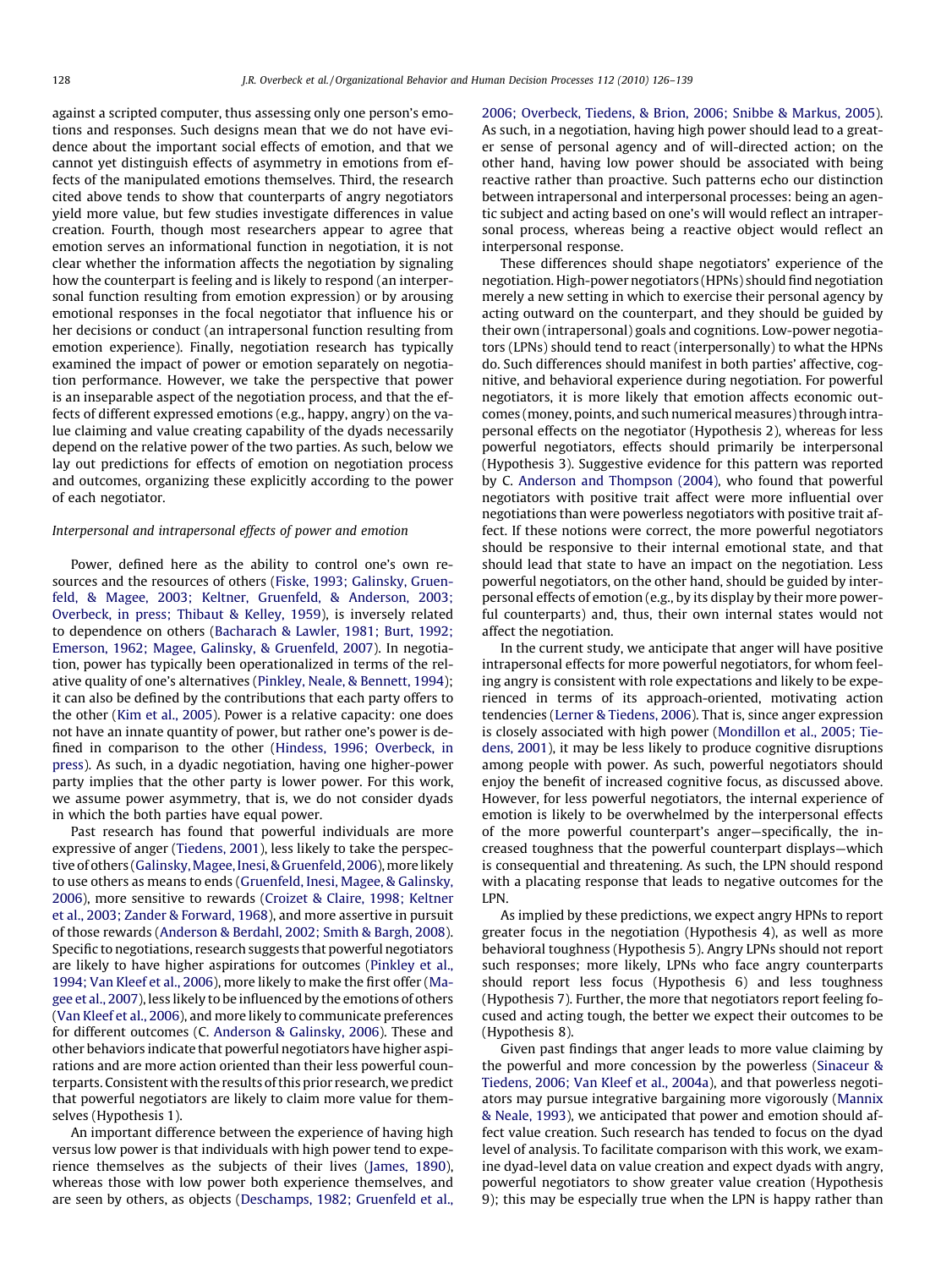against a scripted computer, thus assessing only one person's emotions and responses. Such designs mean that we do not have evidence about the important social effects of emotion, and that we cannot yet distinguish effects of asymmetry in emotions from effects of the manipulated emotions themselves. Third, the research cited above tends to show that counterparts of angry negotiators yield more value, but few studies investigate differences in value creation. Fourth, though most researchers appear to agree that emotion serves an informational function in negotiation, it is not clear whether the information affects the negotiation by signaling how the counterpart is feeling and is likely to respond (an interpersonal function resulting from emotion expression) or by arousing emotional responses in the focal negotiator that influence his or her decisions or conduct (an intrapersonal function resulting from emotion experience). Finally, negotiation research has typically examined the impact of power or emotion separately on negotiation performance. However, we take the perspective that power is an inseparable aspect of the negotiation process, and that the effects of different expressed emotions (e.g., happy, angry) on the value claiming and value creating capability of the dyads necessarily depend on the relative power of the two parties. As such, below we lay out predictions for effects of emotion on negotiation process and outcomes, organizing these explicitly according to the power of each negotiator.

*Interpersonal and intrapersonal effects of power and emotion*

Power, defined here as the ability to control one's own resources and the resources of others (Fiske, 1993; Galinsky, Gruenfeld, & Magee, 2003; Keltner, Gruenfeld, & Anderson, 2003; Overbeck, in press; Thibaut & Kelley, 1959), is inversely related to dependence on others (Bacharach & Lawler, 1981; Burt, 1992; Emerson, 1962; Magee, Galinsky, & Gruenfeld, 2007). In negotiation, power has typically been operationalized in terms of the relative quality of one's alternatives (Pinkley, Neale, & Bennett, 1994); it can also be defined by the contributions that each party offers to the other (Kim et al., 2005). Power is a relative capacity: one does not have an innate quantity of power, but rather one's power is defined in comparison to the other (Hindess, 1996; Overbeck, in press). As such, in a dyadic negotiation, having one higher-power party implies that the other party is lower power. For this work, we assume power asymmetry, that is, we do not consider dyads in which the both parties have equal power.

Past research has found that powerful individuals are more expressive of anger (Tiedens, 2001), less likely to take the perspective of others (Galinsky, Magee, Inesi, & Gruenfeld, 2006), more likely to use others as means to ends (Gruenfeld, Inesi, Magee, & Galinsky, 2006), more sensitive to rewards (Croizet & Claire, 1998; Keltner et al., 2003; Zander & Forward, 1968), and more assertive in pursuit of those rewards (Anderson & Berdahl, 2002; Smith & Bargh, 2008). Specific to negotiations, research suggests that powerful negotiators are likely to have higher aspirations for outcomes (Pinkley et al., 1994; Van Kleef et al., 2006), more likely to make the first offer (Magee et al., 2007), less likely to be influenced by the emotions of others (Van Kleef et al., 2006), and more likely to communicate preferences for different outcomes (C. Anderson & Galinsky, 2006). These and other behaviors indicate that powerful negotiators have higher aspirations and are more action oriented than their less powerful counterparts. Consistent with the results of this prior research, we predict that powerful negotiators are likely to claim more value for themselves (Hypothesis 1).

An important difference between the experience of having high versus low power is that individuals with high power tend to experience themselves as the subjects of their lives (James, 1890), whereas those with low power both experience themselves, and are seen by others, as objects (Deschamps, 1982; Gruenfeld et al., 2006; Overbeck, Tiedens, & Brion, 2006; Snibbe & Markus, 2005). As such, in a negotiation, having high power should lead to a greater sense of personal agency and of will-directed action; on the other hand, having low power should be associated with being reactive rather than proactive. Such patterns echo our distinction between intrapersonal and interpersonal processes: being an agentic subject and acting based on one's will would reflect an intrapersonal process, whereas being a reactive object would reflect an interpersonal response.

These differences should shape negotiators' experience of the negotiation. High-power negotiators (HPNs) should find negotiation merely a new setting in which to exercise their personal agency by acting outward on the counterpart, and they should be guided by their own (intrapersonal) goals and cognitions. Low-power negotiators (LPNs) should tend to react (interpersonally) to what the HPNs do. Such differences should manifest in both parties' affective, cognitive, and behavioral experience during negotiation. For powerful negotiators, it is more likely that emotion affects economic outcomes (money, points, and such numerical measures) through intrapersonal effects on the negotiator (Hypothesis 2), whereas for less powerful negotiators, effects should primarily be interpersonal (Hypothesis 3). Suggestive evidence for this pattern was reported by C. Anderson and Thompson (2004), who found that powerful negotiators with positive trait affect were more influential over negotiations than were powerless negotiators with positive trait affect. If these notions were correct, the more powerful negotiators should be responsive to their internal emotional state, and that should lead that state to have an impact on the negotiation. Less powerful negotiators, on the other hand, should be guided by interpersonal effects of emotion (e.g., by its display by their more powerful counterparts) and, thus, their own internal states would not affect the negotiation.

In the current study, we anticipate that anger will have positive intrapersonal effects for more powerful negotiators, for whom feeling angry is consistent with role expectations and likely to be experienced in terms of its approach-oriented, motivating action tendencies (Lerner & Tiedens, 2006). That is, since anger expression is closely associated with high power (Mondillon et al., 2005; Tiedens, 2001), it may be less likely to produce cognitive disruptions among people with power. As such, powerful negotiators should enjoy the benefit of increased cognitive focus, as discussed above. However, for less powerful negotiators, the internal experience of emotion is likely to be overwhelmed by the interpersonal effects of the more powerful counterpart's anger—specifically, the increased toughness that the powerful counterpart displays—which is consequential and threatening. As such, the LPN should respond with a placating response that leads to negative outcomes for the LPN.

As implied by these predictions, we expect angry HPNs to report greater focus in the negotiation (Hypothesis 4), as well as more behavioral toughness (Hypothesis 5). Angry LPNs should not report such responses; more likely, LPNs who face angry counterparts should report less focus (Hypothesis 6) and less toughness (Hypothesis 7). Further, the more that negotiators report feeling focused and acting tough, the better we expect their outcomes to be (Hypothesis 8).

Given past findings that anger leads to more value claiming by the powerful and more concession by the powerless (Sinaceur & Tiedens, 2006; Van Kleef et al., 2004a), and that powerless negotiators may pursue integrative bargaining more vigorously (Mannix & Neale, 1993), we anticipated that power and emotion should affect value creation. Such research has tended to focus on the dyad level of analysis. To facilitate comparison with this work, we examine dyad-level data on value creation and expect dyads with angry, powerful negotiators to show greater value creation (Hypothesis 9); this may be especially true when the LPN is happy rather than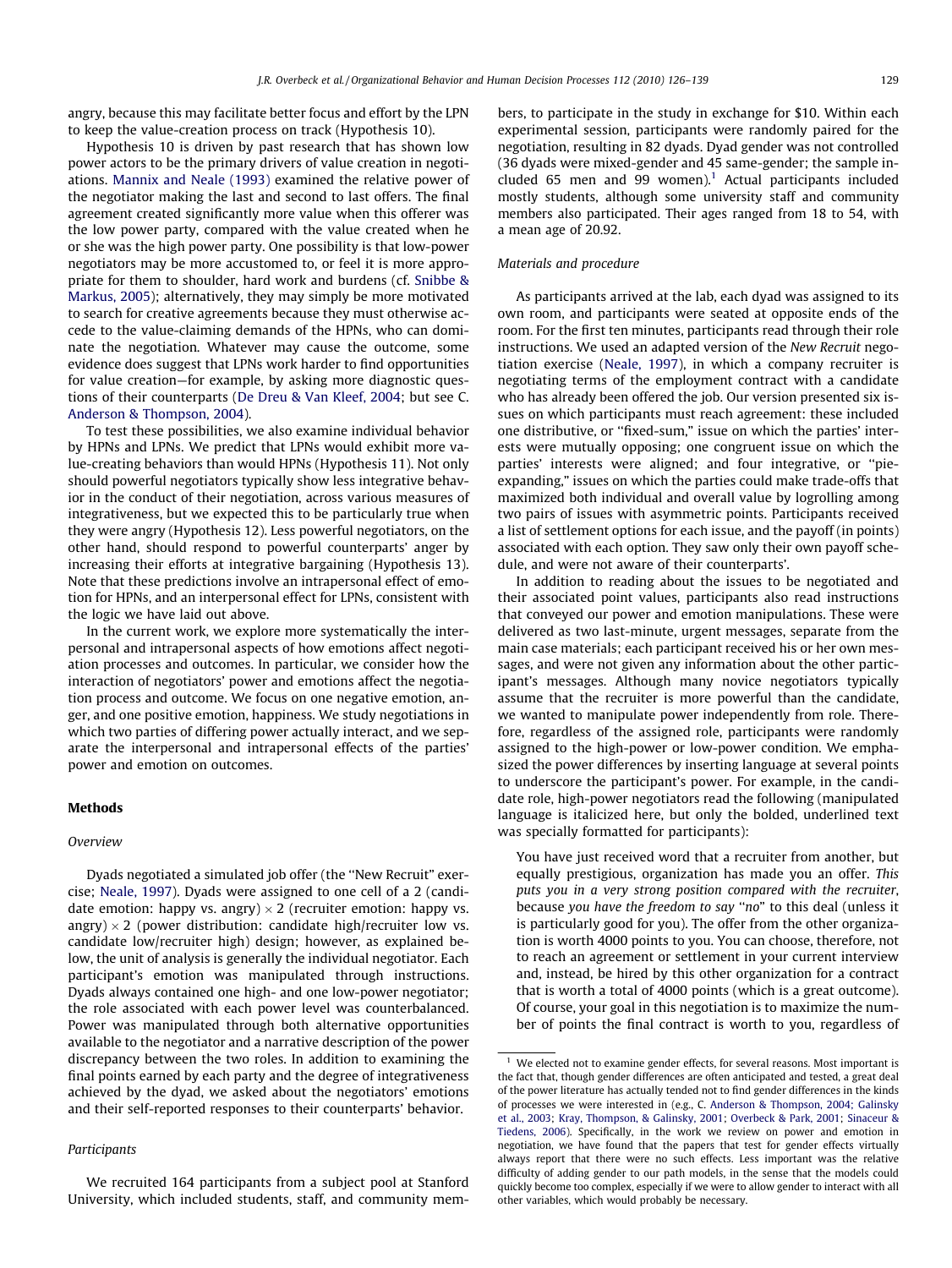angry, because this may facilitate better focus and effort by the LPN to keep the value-creation process on track (Hypothesis 10).

Hypothesis 10 is driven by past research that has shown low power actors to be the primary drivers of value creation in negotiations. Mannix and Neale (1993) examined the relative power of the negotiator making the last and second to last offers. The final agreement created significantly more value when this offerer was the low power party, compared with the value created when he or she was the high power party. One possibility is that low-power negotiators may be more accustomed to, or feel it is more appropriate for them to shoulder, hard work and burdens (cf. Snibbe & Markus, 2005); alternatively, they may simply be more motivated to search for creative agreements because they must otherwise accede to the value-claiming demands of the HPNs, who can dominate the negotiation. Whatever may cause the outcome, some evidence does suggest that LPNs work harder to find opportunities for value creation—for example, by asking more diagnostic questions of their counterparts (De Dreu & Van Kleef, 2004; but see C. Anderson & Thompson, 2004).

To test these possibilities, we also examine individual behavior by HPNs and LPNs. We predict that LPNs would exhibit more value-creating behaviors than would HPNs (Hypothesis 11). Not only should powerful negotiators typically show less integrative behavior in the conduct of their negotiation, across various measures of integrativeness, but we expected this to be particularly true when they were angry (Hypothesis 12). Less powerful negotiators, on the other hand, should respond to powerful counterparts' anger by increasing their efforts at integrative bargaining (Hypothesis 13). Note that these predictions involve an intrapersonal effect of emotion for HPNs, and an interpersonal effect for LPNs, consistent with the logic we have laid out above.

In the current work, we explore more systematically the interpersonal and intrapersonal aspects of how emotions affect negotiation processes and outcomes. In particular, we consider how the interaction of negotiators' power and emotions affect the negotiation process and outcome. We focus on one negative emotion, anger, and one positive emotion, happiness. We study negotiations in which two parties of differing power actually interact, and we separate the interpersonal and intrapersonal effects of the parties' power and emotion on outcomes.

## Methods

### Overview

Dyads negotiated a simulated job offer (the "New Recruit" exercise; Neale, 1997). Dyads were assigned to one cell of a 2 (candidate emotion: happy vs. angry) × 2 (recruiter emotion: happy vs. angry) × 2 (power distribution: candidate high/recruiter low vs. candidate low/recruiter high) design; however, as explained below, the unit of analysis is generally the individual negotiator. Each participant's emotion was manipulated through instructions. Dyads always contained one high- and one low-power negotiator; the role associated with each power level was counterbalanced. Power was manipulated through both alternative opportunities available to the negotiator and a narrative description of the power discrepancy between the two roles. In addition to examining the final points earned by each party and the degree of integrativeness achieved by the dyad, we asked about the negotiators' emotions and their self-reported responses to their counterparts' behavior.

### Participants

We recruited 164 participants from a subject pool at Stanford University, which included students, staff, and community members, to participate in the study in exchange for $10. Within each experimental session, participants were randomly paired for the negotiation, resulting in 82 dyads. Dyad gender was not controlled (36 dyads were mixed-gender and 45 same-gender; the sample included 65 men and 99 women).[1] Actual participants included mostly students, although some university staff and community members also participated. Their ages ranged from 18 to 54, with a mean age of 20.92.

### Materials and procedure

As participants arrived at the lab, each dyad was assigned to its own room, and participants were seated at opposite ends of the room. For the first ten minutes, participants read through their role instructions. We used an adapted version of the *New Recruit* negotiation exercise (Neale, 1997), in which a company recruiter is negotiating terms of the employment contract with a candidate who has already been offered the job. Our version presented six issues on which participants must reach agreement: these included one distributive, or "fixed-sum," issue on which the parties' interests were mutually opposing; one congruent issue on which the parties' interests were aligned; and four integrative, or "pie-expanding," issues on which the parties could make trade-offs that maximized both individual and overall value by logrolling among two pairs of issues with asymmetric points. Participants received a list of settlement options for each issue, and the payoff (in points) associated with each option. They saw only their own payoff schedule, and were not aware of their counterparts'.

In addition to reading about the issues to be negotiated and their associated point values, participants also read instructions that conveyed our power and emotion manipulations. These were delivered as two last-minute, urgent messages, separate from the main case materials; each participant received his or her own messages, and were not given any information about the other participant's messages. Although many novice negotiators typically assume that the recruiter is more powerful than the candidate, we wanted to manipulate power independently from role. Therefore, regardless of the assigned role, participants were randomly assigned to the high-power or low-power condition. We emphasized the power differences by inserting language at several points to underscore the participant's power. For example, in the candidate role, high-power negotiators read the following (manipulated language is italicized here, but only the bolded, underlined text was specially formatted for participants):

> You have just received word that a recruiter from another, but equally prestigious, organization has made you an offer. *This puts you in a very strong position compared with the recruiter*, because *you have the freedom to say "no"* to this deal (unless it is particularly good for you). The offer from the other organization is worth 4000 points to you. You can choose, therefore, not to reach an agreement or settlement in your current interview and, instead, be hired by this other organization for a contract that is worth a total of 4000 points (which is a great outcome). Of course, your goal in this negotiation is to maximize the number of points the final contract is worth to you, regardless of

---

[1] We elected not to examine gender effects, for several reasons. Most important is the fact that, though gender differences are often anticipated and tested, a great deal of the power literature has actually tended not to find gender differences in the kinds of processes we were interested in (e.g., C. Anderson & Thompson, 2004; Galinsky et al., 2003; Kray, Thompson, & Galinsky, 2001; Overbeck & Park, 2001; Sinaceur & Tiedens, 2006). Specifically, in the work we review on power and emotion in negotiation, we have found that the papers that test for gender effects virtually always report that there were no such effects. Less important was the relative difficulty of adding gender to our path models, in the sense that the models could quickly become too complex, especially if we were to allow gender to interact with all other variables, which would probably be necessary.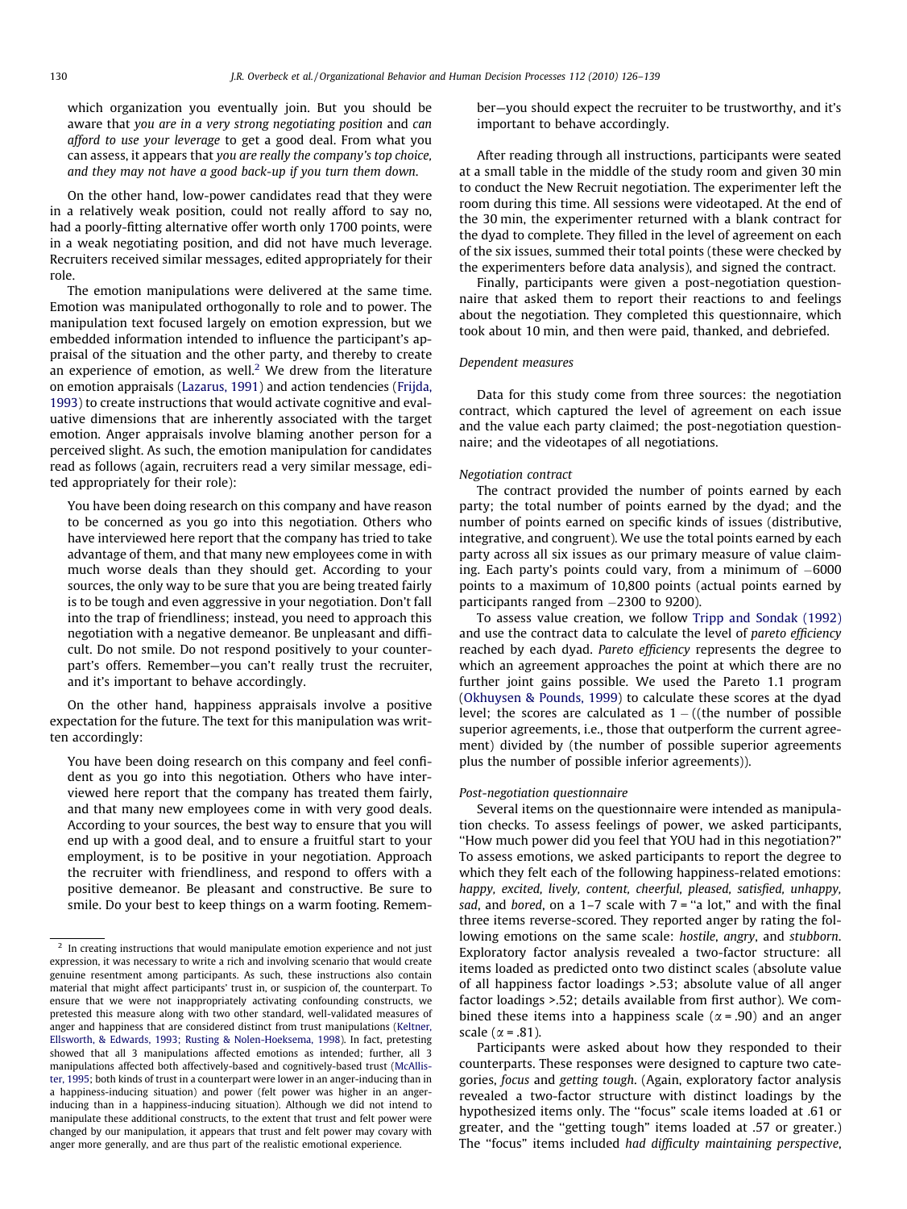which organization you eventually join. But you should be aware that *you are in a very strong negotiating position* and *can afford to use your leverage* to get a good deal. From what you can assess, it appears that *you are really the company's top choice, and they may not have a good back-up if you turn them down.*

On the other hand, low-power candidates read that they were in a relatively weak position, could not really afford to say no, had a poorly-fitting alternative offer worth only 1700 points, were in a weak negotiating position, and did not have much leverage. Recruiters received similar messages, edited appropriately for their role.

The emotion manipulations were delivered at the same time. Emotion was manipulated orthogonally to role and to power. The manipulation text focused largely on emotion expression, but we embedded information intended to influence the participant's appraisal of the situation and the other party, and thereby to create an experience of emotion, as well.[2] We drew from the literature on emotion appraisals (Lazarus, 1991) and action tendencies (Frijda, 1993) to create instructions that would activate cognitive and evaluative dimensions that are inherently associated with the target emotion. Anger appraisals involve blaming another person for a perceived slight. As such, the emotion manipulation for candidates read as follows (again, recruiters read a very similar message, edited appropriately for their role):

> You have been doing research on this company and have reason to be concerned as you go into this negotiation. Others who have interviewed here report that the company has tried to take advantage of them, and that many new employees come in with much worse deals than they should get. According to your sources, the only way to be sure that you are being treated fairly is to be tough and even aggressive in your negotiation. Don't fall into the trap of friendliness; instead, you need to approach this negotiation with a negative demeanor. Be unpleasant and difficult. Do not smile. Do not respond positively to your counterpart's offers. Remember—you can't really trust the recruiter, and it's important to behave accordingly.

On the other hand, happiness appraisals involve a positive expectation for the future. The text for this manipulation was written accordingly:

> You have been doing research on this company and feel confident as you go into this negotiation. Others who have interviewed here report that the company has treated them fairly, and that many new employees come in with very good deals. According to your sources, the best way to ensure that you will end up with a good deal, and to ensure a fruitful start to your employment, is to be positive in your negotiation. Approach the recruiter with friendliness, and respond to offers with a positive demeanor. Be pleasant and constructive. Be sure to smile. Do your best to keep things on a warm footing. Remember—you should expect the recruiter to be trustworthy, and it's important to behave accordingly.

After reading through all instructions, participants were seated at a small table in the middle of the study room and given 30 min to conduct the New Recruit negotiation. The experimenter left the room during this time. All sessions were videotaped. At the end of the 30 min, the experimenter returned with a blank contract for the dyad to complete. They filled in the level of agreement on each of the six issues, summed their total points (these were checked by the experimenters before data analysis), and signed the contract.

Finally, participants were given a post-negotiation questionnaire that asked them to report their reactions to and feelings about the negotiation. They completed this questionnaire, which took about 10 min, and then were paid, thanked, and debriefed.

### Dependent measures

Data for this study come from three sources: the negotiation contract, which captured the level of agreement on each issue and the value each party claimed; the post-negotiation questionnaire; and the videotapes of all negotiations.

#### Negotiation contract

The contract provided the number of points earned by each party; the total number of points earned by the dyad; and the number of points earned on specific kinds of issues (distributive, integrative, and congruent). We use the total points earned by each party across all six issues as our primary measure of value claiming. Each party's points could vary, from a minimum of −6000 points to a maximum of 10,800 points (actual points earned by participants ranged from −2300 to 9200).

To assess value creation, we follow Tripp and Sondak (1992) and use the contract data to calculate the level of *pareto efficiency* reached by each dyad. *Pareto efficiency* represents the degree to which an agreement approaches the point at which there are no further joint gains possible. We used the Pareto 1.1 program (Okhuysen & Pounds, 1999) to calculate these scores at the dyad level; the scores are calculated as 1 − ((the number of possible superior agreements, i.e., those that outperform the current agreement) divided by (the number of possible superior agreements plus the number of possible inferior agreements)).

#### Post-negotiation questionnaire

Several items on the questionnaire were intended as manipulation checks. To assess feelings of power, we asked participants, "How much power did you feel that YOU had in this negotiation?" To assess emotions, we asked participants to report the degree to which they felt each of the following happiness-related emotions: *happy, excited, lively, content, cheerful, pleased, satisfied, unhappy, sad,* and *bored*, on a 1–7 scale with 7 = "a lot," and with the final three items reverse-scored. They reported anger by rating the following emotions on the same scale: *hostile, angry,* and *stubborn*. Exploratory factor analysis revealed a two-factor structure: all items loaded as predicted onto two distinct scales (absolute value of all happiness factor loadings >.53; absolute value of all anger factor loadings >.52; details available from first author). We combined these items into a happiness scale ($\alpha = .90$) and an anger scale ($\alpha = .81$).

Participants were asked about how they responded to their counterparts. These responses were designed to capture two categories, *focus* and *getting tough*. (Again, exploratory factor analysis revealed a two-factor structure with distinct loadings by the hypothesized items only. The "focus" scale items loaded at .61 or greater, and the "getting tough" items loaded at .57 or greater.) The "focus" items included *had difficulty maintaining perspective,*

[2] In creating instructions that would manipulate emotion experience and not just expression, it was necessary to write a rich and involving scenario that would create genuine resentment among participants. As such, these instructions also contain material that might affect participants' trust in, or suspicion of, the counterpart. To ensure that we were not inappropriately activating confounding constructs, we pretested this measure along with two other standard, well-validated measures of anger and happiness that are considered distinct from trust manipulations (Keltner, Ellsworth, & Edwards, 1993; Rusting & Nolen-Hoeksema, 1998). In fact, pretesting showed that all 3 manipulations affected emotions as intended; further, all 3 manipulations affected both affectively-based and cognitively-based trust (McAllister, 1995; both kinds of trust in a counterpart were lower in an anger-inducing than in a happiness-inducing situation) and power (felt power was higher in an anger-inducing than in a happiness-inducing situation). Although we did not intend to manipulate these additional constructs, to the extent that trust and felt power were changed by our manipulation, it appears that trust and felt power may covary with anger more generally, and are thus part of the realistic emotional experience.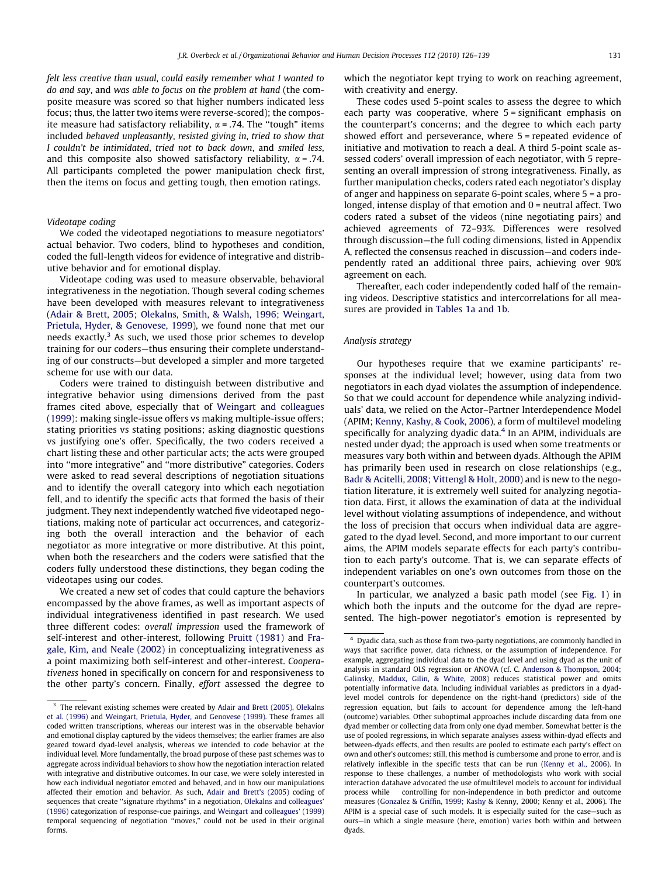*felt less creative than usual*, *could easily remember what I wanted to do and say*, and *was able to focus on the problem at hand* (the composite measure was scored so that higher numbers indicated less focus; thus, the latter two items were reverse-scored); the composite measure had satisfactory reliability, $\alpha = .74$. The "tough" items included *behaved unpleasantly*, *resisted giving in*, *tried to show that I couldn't be intimidated*, *tried not to back down*, and *smiled less*, and this composite also showed satisfactory reliability, $\alpha = .74$. All participants completed the power manipulation check first, then the items on focus and getting tough, then emotion ratings.

### Videotape coding

We coded the videotaped negotiations to measure negotiators' actual behavior. Two coders, blind to hypotheses and condition, coded the full-length videos for evidence of integrative and distributive behavior and for emotional display.

Videotape coding was used to measure observable, behavioral integrativeness in the negotiation. Though several coding schemes have been developed with measures relevant to integrativeness (Adair & Brett, 2005; Olekalns, Smith, & Walsh, 1996; Weingart, Prietula, Hyder, & Genovese, 1999), we found none that met our needs exactly.[3] As such, we used those prior schemes to develop training for our coders—thus ensuring their complete understanding of our constructs—but developed a simpler and more targeted scheme for use with our data.

Coders were trained to distinguish between distributive and integrative behavior using dimensions derived from the past frames cited above, especially that of Weingart and colleagues (1999): making single-issue offers vs making multiple-issue offers; stating priorities vs stating positions; asking diagnostic questions vs justifying one's offer. Specifically, the two coders received a chart listing these and other particular acts; the acts were grouped into "more integrative" and "more distributive" categories. Coders were asked to read several descriptions of negotiation situations and to identify the overall category into which each negotiation fell, and to identify the specific acts that formed the basis of their judgment. They next independently watched five videotaped negotiations, making note of particular act occurrences, and categorizing both the overall interaction and the behavior of each negotiator as more integrative or more distributive. At this point, when both the researchers and the coders were satisfied that the coders fully understood these distinctions, they began coding the videotapes using our codes.

We created a new set of codes that could capture the behaviors encompassed by the above frames, as well as important aspects of individual integrativeness identified in past research. We used three different codes: *overall impression* used the framework of self-interest and other-interest, following Pruitt (1981) and Fragale, Kim, and Neale (2002) in conceptualizing integrativeness as a point maximizing both self-interest and other-interest. *Cooperativeness* honed in specifically on concern for and responsiveness to the other party's concern. Finally, *effort* assessed the degree to which the negotiator kept trying to work on reaching agreement, with creativity and energy.

These codes used 5-point scales to assess the degree to which each party was cooperative, where 5 = significant emphasis on the counterpart's concerns; and the degree to which each party showed effort and perseverance, where 5 = repeated evidence of initiative and motivation to reach a deal. A third 5-point scale assessed coders' overall impression of each negotiator, with 5 representing an overall impression of strong integrativeness. Finally, as further manipulation checks, coders rated each negotiator's display of anger and happiness on separate 6-point scales, where 5 = a prolonged, intense display of that emotion and 0 = neutral affect. Two coders rated a subset of the videos (nine negotiating pairs) and achieved agreements of 72–93%. Differences were resolved through discussion—the full coding dimensions, listed in Appendix A, reflected the consensus reached in discussion—and coders independently rated an additional three pairs, achieving over 90% agreement on each.

Thereafter, each coder independently coded half of the remaining videos. Descriptive statistics and intercorrelations for all measures are provided in Tables 1a and 1b.

### Analysis strategy

Our hypotheses require that we examine participants' responses at the individual level; however, using data from two negotiators in each dyad violates the assumption of independence. So that we could account for dependence while analyzing individuals' data, we relied on the Actor–Partner Interdependence Model (APIM; Kenny, Kashy, & Cook, 2006), a form of multilevel modeling specifically for analyzing dyadic data.[4] In an APIM, individuals are nested under dyad; the approach is used when some treatments or measures vary both within and between dyads. Although the APIM has primarily been used in research on close relationships (e.g., Badr & Acitelli, 2008; Vittengl & Holt, 2000) and is new to the negotiation literature, it is extremely well suited for analyzing negotiation data. First, it allows the examination of data at the individual level without violating assumptions of independence, and without the loss of precision that occurs when individual data are aggregated to the dyad level. Second, and more important to our current aims, the APIM models separate effects for each party's contribution to each party's outcome. That is, we can separate effects of independent variables on one's own outcomes from those on the counterpart's outcomes.

In particular, we analyzed a basic path model (see Fig. 1) in which both the inputs and the outcome for the dyad are represented. The high-power negotiator's emotion is represented by

---

[3] The relevant existing schemes were created by Adair and Brett (2005), Olekalns et al. (1996) and Weingart, Prietula, Hyder, and Genovese (1999). These frames all coded written transcriptions, whereas our interest was in the observable behavior and emotional display captured by the videos themselves; the earlier frames are also geared toward dyad-level analysis, whereas we intended to code behavior at the individual level. More fundamentally, the broad purpose of these past schemes was to aggregate across individual behaviors to show how the negotiation interaction related with integrative and distributive outcomes. In our case, we were solely interested in how each individual negotiator emoted and behaved, and in how our manipulations affected their emotion and behavior. As such, Adair and Brett's (2005) coding of sequences that create "signature rhythms" in a negotiation, Olekalns and colleagues' (1996) categorization of response-cue pairings, and Weingart and colleagues' (1999) temporal sequencing of negotiation "moves," could not be used in their original forms.

[4] Dyadic data, such as those from two-party negotiations, are commonly handled in ways that sacrifice power, data richness, or the assumption of independence. For example, aggregating individual data to the dyad level and using dyad as the unit of analysis in standard OLS regression or ANOVA (cf. C. Anderson & Thompson, 2004; Galinsky, Maddux, Gilin, & White, 2008) reduces statistical power and omits potentially informative data. Including individual variables as predictors in a dyad-level model controls for dependence on the right-hand (predictors) side of the regression equation, but fails to account for dependence among the left-hand (outcome) variables. Other suboptimal approaches include discarding data from one dyad member or collecting data from only one dyad member. Somewhat better is the use of pooled regressions, in which separate analyses assess within-dyad effects and between-dyads effects, and then results are pooled to estimate each party's effect on own and other's outcomes; still, this method is cumbersome and prone to error, and is relatively inflexible in the specific tests that can be run (Kenny et al., 2006). In response to these challenges, a number of methodologists who work with social interaction datahave advocated the use ofmultilevel models to account for individual process while controlling for non-independence in both predictor and outcome measures (Gonzalez & Griffin, 1999; Kashy & Kenny, 2000; Kenny et al., 2006). The APIM is a special case of such models. It is especially suited for the case—such as ours—in which a single measure (here, emotion) varies both within and between dyads.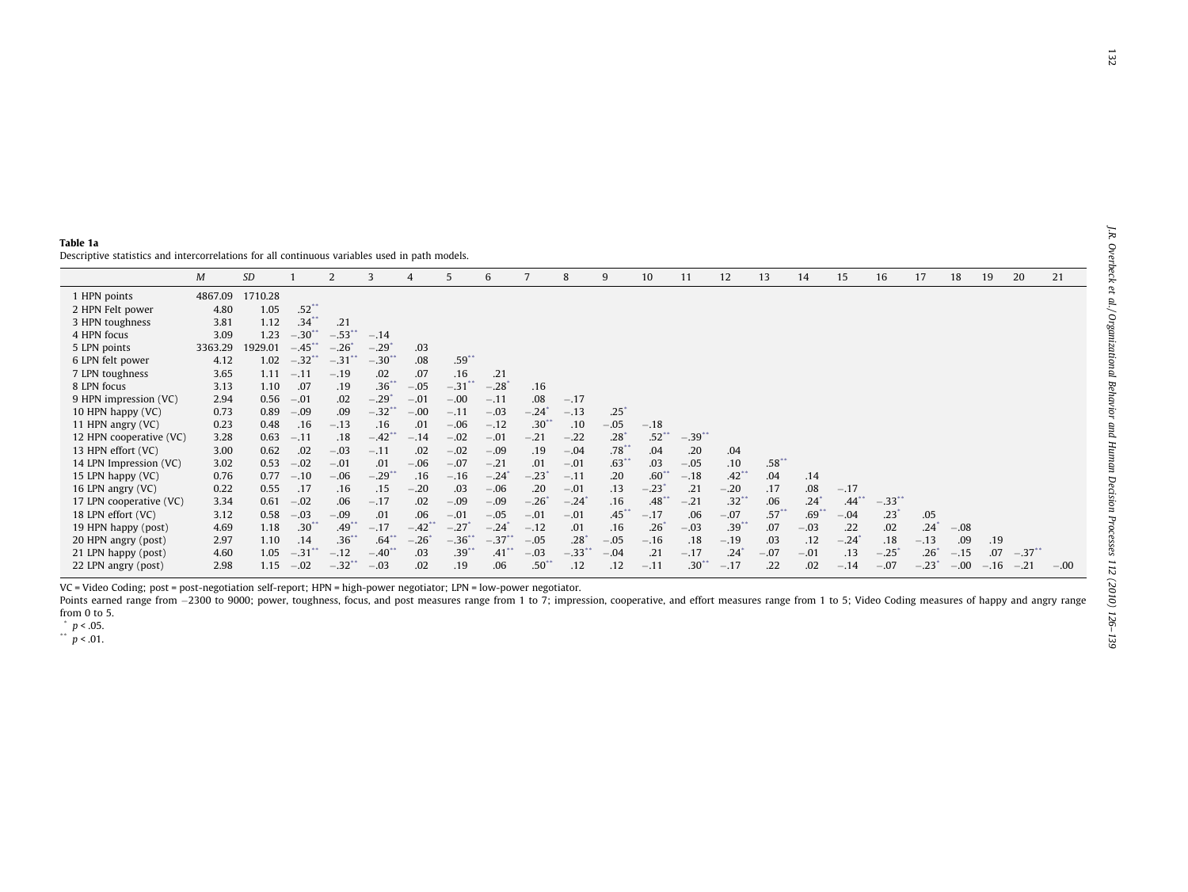**Table 1a**

Descriptive statistics and intercorrelations for all continuous variables used in path models.

| | $M$ | $SD$ | 1 | 2 | 3 | 4 | 5 | 6 | 7 | 8 | 9 | 10 | 11 | 12 | 13 | 14 | 15 | 16 | 17 | 18 | 19 | 20 | 21 |
|---|---|---|---|---|---|---|---|---|---|---|---|---|---|---|---|---|---|---|---|---|---|---|---|
| 1 HPN points | 4867.09 | 1710.28 | | | | | | | | | | | | | | | | | | | | | |
| 2 HPN Felt power | 4.80 | 1.05 | .52** | | | | | | | | | | | | | | | | | | | | |
| 3 HPN toughness | 3.81 | 1.12 | .34** | .21 | | | | | | | | | | | | | | | | | | | |
| 4 HPN focus | 3.09 | 1.23 | −.30** | −.53** | −.14 | | | | | | | | | | | | | | | | | | |
| 5 LPN points | 3363.29 | 1929.01 | −.45** | −.26* | −.29* | .03 | | | | | | | | | | | | | | | | | |
| 6 LPN felt power | 4.12 | 1.02 | −.32** | −.31** | −.30** | .08 | .59** | | | | | | | | | | | | | | | | |
| 7 LPN toughness | 3.65 | 1.11 | −.11 | −.19 | .02 | .07 | .16 | .21 | | | | | | | | | | | | | | | |
| 8 LPN focus | 3.13 | 1.10 | .07 | .19 | .36** | −.05 | −.31** | −.28* | .16 | | | | | | | | | | | | | | |
| 9 HPN impression (VC) | 2.94 | 0.56 | −.01 | .02 | −.29* | −.01 | −.00 | −.11 | .08 | −.17 | | | | | | | | | | | | | |
| 10 HPN happy (VC) | 0.73 | 0.89 | −.09 | .09 | −.32** | −.00 | −.11 | −.03 | −.24* | −.13 | .25* | | | | | | | | | | | | |
| 11 HPN angry (VC) | 0.23 | 0.48 | .16 | −.13 | .16 | .01 | −.06 | −.12 | .30** | .10 | −.05 | −.18 | | | | | | | | | | | |
| 12 HPN cooperative (VC) | 3.28 | 0.63 | −.11 | .18 | −.42** | −.14 | −.02 | −.01 | −.21 | −.22 | .28* | .52** | −.39** | | | | | | | | | | |
| 13 HPN effort (VC) | 3.00 | 0.62 | .02 | −.03 | −.11 | .02 | −.02 | −.09 | .19 | −.04 | .78** | .04 | .20 | .04 | | | | | | | | | |
| 14 LPN Impression (VC) | 3.02 | 0.53 | −.02 | −.01 | .01 | −.06 | −.07 | −.21 | .01 | −.01 | .63** | .03 | −.05 | .10 | .58** | | | | | | | | |
| 15 LPN happy (VC) | 0.76 | 0.77 | −.10 | −.06 | −.29** | .16 | −.16 | −.24* | −.23* | −.11 | .20 | .60** | −.18 | .42** | .04 | .14 | | | | | | | |
| 16 LPN angry (VC) | 0.22 | 0.55 | .17 | .16 | .15 | −.20 | .03 | −.06 | .20 | −.01 | .13 | −.23* | .21 | −.20 | .17 | .08 | −.17 | | | | | | |
| 17 LPN cooperative (VC) | 3.34 | 0.61 | −.02 | .06 | −.17 | .02 | −.09 | −.09 | −.26* | −.24* | .16 | .48** | −.21 | .32** | .06 | .24* | .44** | −.33** | | | | | |
| 18 LPN effort (VC) | 3.12 | 0.58 | −.03 | −.09 | .01 | .06 | −.01 | −.05 | −.01 | −.01 | .45** | −.17 | .06 | −.07 | .57** | .69** | −.04 | .23* | .05 | | | | |
| 19 HPN happy (post) | 4.69 | 1.18 | .30** | .49** | −.17 | −.42** | −.27* | −.24* | −.12 | .01 | .16 | .26* | −.03 | .39** | .07 | −.03 | .22 | .02 | .24* | −.08 | | | |
| 20 HPN angry (post) | 2.97 | 1.10 | .14 | .36** | .64** | −.26* | −.36** | −.37** | −.05 | .28* | −.05 | −.16 | .18 | −.19 | .03 | .12 | −.24* | .18 | −.13 | .09 | .19 | | |
| 21 LPN happy (post) | 4.60 | 1.05 | −.31** | −.12 | −.40** | .03 | .39** | .41** | −.03 | −.33** | −.04 | .21 | −.17 | .24* | −.07 | −.01 | .13 | −.25* | .26* | −.15 | .07 | −.37** | |
| 22 LPN angry (post) | 2.98 | 1.15 | −.02 | −.32** | −.03 | .02 | .19 | .06 | .50** | .12 | .12 | −.11 | .30** | −.17 | .22 | .02 | −.14 | −.07 | −.23* | −.00 | −.16 | −.21 | −.00 |

VC = Video Coding; post = post-negotiation self-report; HPN = high-power negotiator; LPN = low-power negotiator.

Points earned range from −2300 to 9000; power, toughness, focus, and post measures range from 1 to 7; impression, cooperative, and effort measures range from 1 to 5; Video Coding measures of happy and angry range from 0 to 5.

\* $p < .05$.

\*\* $p < .01$.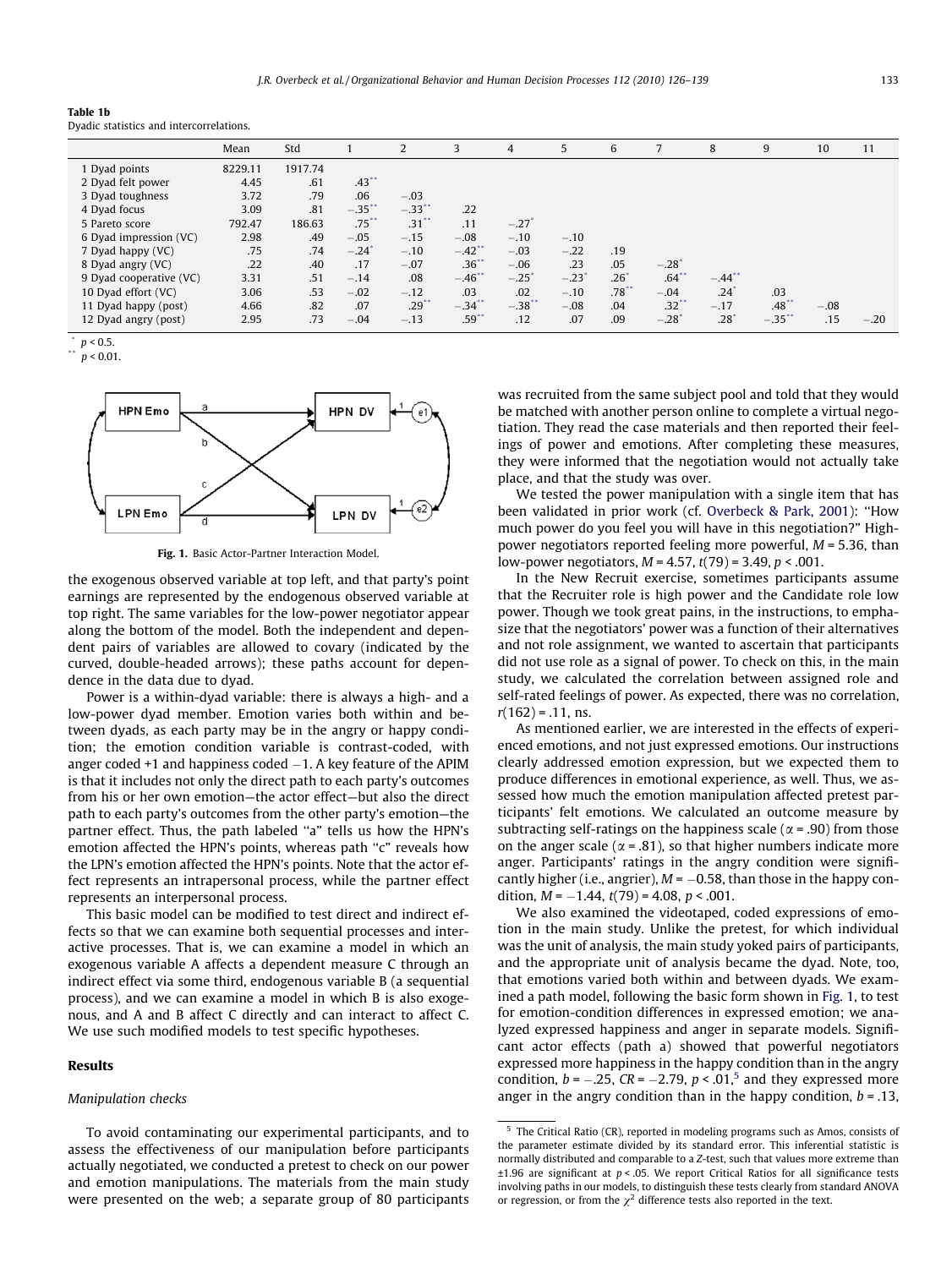**Table 1b**
Dyadic statistics and intercorrelations.

| | Mean | Std | 1 | 2 | 3 | 4 | 5 | 6 | 7 | 8 | 9 | 10 | 11 |
|---|---|---|---|---|---|---|---|---|---|---|---|---|---|
| 1 Dyad points | 8229.11 | 1917.74 | | | | | | | | | | | |
| 2 Dyad felt power | 4.45 | .61 | .43** | | | | | | | | | | |
| 3 Dyad toughness | 3.72 | .79 | .06 | −.03 | | | | | | | | | |
| 4 Dyad focus | 3.09 | .81 | −.35** | −.33** | .22 | | | | | | | | |
| 5 Pareto score | 792.47 | 186.63 | .75** | .31** | .11 | −.27* | | | | | | | |
| 6 Dyad impression (VC) | 2.98 | .49 | −.05 | −.15 | −.08 | −.10 | −.10 | | | | | | |
| 7 Dyad happy (VC) | .75 | .74 | −.24* | −.10 | −.42** | −.03 | −.22 | .19 | | | | | |
| 8 Dyad angry (VC) | .22 | .40 | .17 | −.07 | .36** | −.06 | .23 | .05 | −.28* | | | | |
| 9 Dyad cooperative (VC) | 3.31 | .51 | −.14 | .08 | −.46** | −.25* | −.23* | .26* | .64** | −.44** | | | |
| 10 Dyad effort (VC) | 3.06 | .53 | −.02 | −.12 | .03 | .02 | −.10 | .78** | −.04 | .24* | .03 | | |
| 11 Dyad happy (post) | 4.66 | .82 | .07 | .29** | −.34** | −.38** | −.08 | .04 | .32** | −.17 | .48** | −.08 | |
| 12 Dyad angry (post) | 2.95 | .73 | −.04 | −.13 | .59** | .12 | .07 | .09 | −.28* | .28* | −.35** | .15 | −.20 |

\* $p < 0.5$.
\*\* $p < 0.01$.

HPN Emo
HPN DV
LPN Emo
LPN DV
a
b
c
d
e1
e2
1
1

Fig. 1. Basic Actor-Partner Interaction Model.

the exogenous observed variable at top left, and that party's point earnings are represented by the endogenous observed variable at top right. The same variables for the low-power negotiator appear along the bottom of the model. Both the independent and dependent pairs of variables are allowed to covary (indicated by the curved, double-headed arrows); these paths account for dependence in the data due to dyad.

Power is a within-dyad variable: there is always a high- and a low-power dyad member. Emotion varies both within and between dyads, as each party may be in the angry or happy condition; the emotion condition variable is contrast-coded, with anger coded +1 and happiness coded −1. A key feature of the APIM is that it includes not only the direct path to each party's outcomes from his or her own emotion—the actor effect—but also the direct path to each party's outcomes from the other party's emotion—the partner effect. Thus, the path labeled "a" tells us how the HPN's emotion affected the HPN's points, whereas path "c" reveals how the LPN's emotion affected the HPN's points. Note that the actor effect represents an intrapersonal process, while the partner effect represents an interpersonal process.

This basic model can be modified to test direct and indirect effects so that we can examine both sequential processes and interactive processes. That is, we can examine a model in which an exogenous variable A affects a dependent measure C through an indirect effect via some third, endogenous variable B (a sequential process), and we can examine a model in which B is also exogenous, and A and B affect C directly and can interact to affect C. We use such modified models to test specific hypotheses.

## Results

### Manipulation checks

To avoid contaminating our experimental participants, and to assess the effectiveness of our manipulation before participants actually negotiated, we conducted a pretest to check on our power and emotion manipulations. The materials from the main study were presented on the web; a separate group of 80 participants was recruited from the same subject pool and told that they would be matched with another person online to complete a virtual negotiation. They read the case materials and then reported their feelings of power and emotions. After completing these measures, they were informed that the negotiation would not actually take place, and that the study was over.

We tested the power manipulation with a single item that has been validated in prior work (cf. Overbeck & Park, 2001): "How much power do you feel you will have in this negotiation?" High-power negotiators reported feeling more powerful, $M = 5.36$, than low-power negotiators, $M = 4.57$, $t(79) = 3.49$, $p < .001$.

In the New Recruit exercise, sometimes participants assume that the Recruiter role is high power and the Candidate role low power. Though we took great pains, in the instructions, to emphasize that the negotiators' power was a function of their alternatives and not role assignment, we wanted to ascertain that participants did not use role as a signal of power. To check on this, in the main study, we calculated the correlation between assigned role and self-rated feelings of power. As expected, there was no correlation, $r(162) = .11$, ns.

As mentioned earlier, we are interested in the effects of experienced emotions, and not just expressed emotions. Our instructions clearly addressed emotion expression, but we expected them to produce differences in emotional experience, as well. Thus, we assessed how much the emotion manipulation affected pretest participants' felt emotions. We calculated an outcome measure by subtracting self-ratings on the happiness scale ($\alpha = .90$) from those on the anger scale ($\alpha = .81$), so that higher numbers indicate more anger. Participants' ratings in the angry condition were significantly higher (i.e., angrier), $M = -0.58$, than those in the happy condition, $M = -1.44$, $t(79) = 4.08$, $p < .001$.

We also examined the videotaped, coded expressions of emotion in the main study. Unlike the pretest, for which individual was the unit of analysis, the main study yoked pairs of participants, and the appropriate unit of analysis became the dyad. Note, too, that emotions varied both within and between dyads. We examined a path model, following the basic form shown in Fig. 1, to test for emotion-condition differences in expressed emotion; we analyzed expressed happiness and anger in separate models. Significant actor effects (path a) showed that powerful negotiators expressed more happiness in the happy condition than in the angry condition, $b = -.25$, $CR = -2.79$, $p < .01$,[5] and they expressed more anger in the angry condition than in the happy condition, $b = .13$,

[5] The Critical Ratio (CR), reported in modeling programs such as Amos, consists of the parameter estimate divided by its standard error. This inferential statistic is normally distributed and comparable to a Z-test, such that values more extreme than ±1.96 are significant at $p < .05$. We report Critical Ratios for all significance tests involving paths in our models, to distinguish these tests clearly from standard ANOVA or regression, or from the $\chi^2$ difference tests also reported in the text.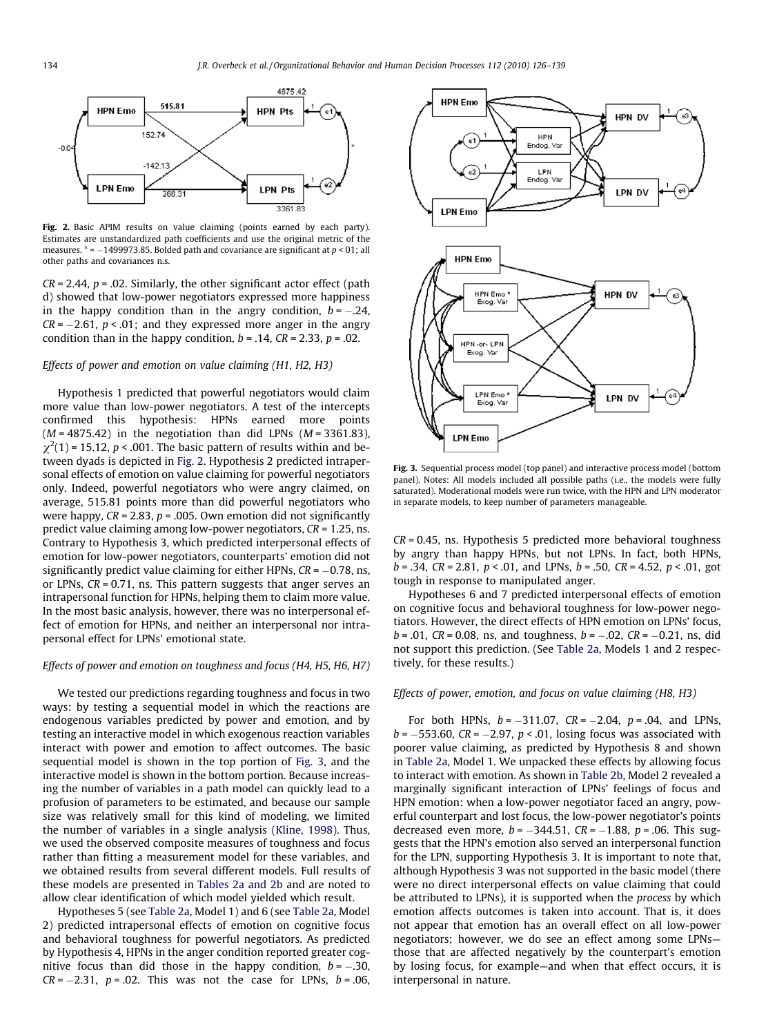Fig. 2. Basic APIM results on value claiming (points earned by each party). Estimates are unstandardized path coefficients and use the original metric of the measures. * = −1499973.85. Bolded path and covariance are significant at $p < 01$; all other paths and covariances n.s.

Fig. 3. Sequential process model (top panel) and interactive process model (bottom panel). Notes: All models included all possible paths (i.e., the models were fully saturated). Moderational models were run twice, with the HPN and LPN moderator in separate models, to keep number of parameters manageable.

$CR = 2.44$, $p = .02$. Similarly, the other significant actor effect (path d) showed that low-power negotiators expressed more happiness in the happy condition than in the angry condition, $b = -.24$, $CR = -2.61$, $p < .01$; and they expressed more anger in the angry condition than in the happy condition, $b = .14$, $CR = 2.33$, $p = .02$.

### *Effects of power and emotion on value claiming (H1, H2, H3)*

Hypothesis 1 predicted that powerful negotiators would claim more value than low-power negotiators. A test of the intercepts confirmed this hypothesis: HPNs earned more points ($M = 4875.42$) in the negotiation than did LPNs ($M = 3361.83$), $\chi^2(1) = 15.12$, $p < .001$. The basic pattern of results within and between dyads is depicted in Fig. 2. Hypothesis 2 predicted intrapersonal effects of emotion on value claiming for powerful negotiators only. Indeed, powerful negotiators who were angry claimed, on average, 515.81 points more than did powerful negotiators who were happy, $CR = 2.83$, $p = .005$. Own emotion did not significantly predict value claiming among low-power negotiators, $CR = 1.25$, ns. Contrary to Hypothesis 3, which predicted interpersonal effects of emotion for low-power negotiators, counterparts' emotion did not significantly predict value claiming for either HPNs, $CR = -0.78$, ns, or LPNs, $CR = 0.71$, ns. This pattern suggests that anger serves an intrapersonal function for HPNs, helping them to claim more value. In the most basic analysis, however, there was no interpersonal effect of emotion for HPNs, and neither an interpersonal nor intrapersonal effect for LPNs' emotional state.

### *Effects of power and emotion on toughness and focus (H4, H5, H6, H7)*

We tested our predictions regarding toughness and focus in two ways: by testing a sequential model in which the reactions are endogenous variables predicted by power and emotion, and by testing an interactive model in which exogenous reaction variables interact with power and emotion to affect outcomes. The basic sequential model is shown in the top portion of Fig. 3, and the interactive model is shown in the bottom portion. Because increasing the number of variables in a path model can quickly lead to a profusion of parameters to be estimated, and because our sample size was relatively small for this kind of modeling, we limited the number of variables in a single analysis (Kline, 1998). Thus, we used the observed composite measures of toughness and focus rather than fitting a measurement model for these variables, and we obtained results from several different models. Full results of these models are presented in Tables 2a and 2b and are noted to allow clear identification of which model yielded which result.

Hypotheses 5 (see Table 2a, Model 1) and 6 (see Table 2a, Model 2) predicted intrapersonal effects of emotion on cognitive focus and behavioral toughness for powerful negotiators. As predicted by Hypothesis 4, HPNs in the anger condition reported greater cognitive focus than did those in the happy condition, $b = -.30$, $CR = -2.31$, $p = .02$. This was not the case for LPNs, $b = .06$, $CR = 0.45$, ns. Hypothesis 5 predicted more behavioral toughness by angry than happy HPNs, but not LPNs. In fact, both HPNs, $b = .34$, $CR = 2.81$, $p < .01$, and LPNs, $b = .50$, $CR = 4.52$, $p < .01$, got tough in response to manipulated anger.

Hypotheses 6 and 7 predicted interpersonal effects of emotion on cognitive focus and behavioral toughness for low-power negotiators. However, the direct effects of HPN emotion on LPNs' focus, $b = .01$, $CR = 0.08$, ns, and toughness, $b = -.02$, $CR = -0.21$, ns, did not support this prediction. (See Table 2a, Models 1 and 2 respectively, for these results.)

### *Effects of power, emotion, and focus on value claiming (H8, H3)*

For both HPNs, $b = -311.07$, $CR = -2.04$, $p = .04$, and LPNs, $b = -553.60$, $CR = -2.97$, $p < .01$, losing focus was associated with poorer value claiming, as predicted by Hypothesis 8 and shown in Table 2a, Model 1. We unpacked these effects by allowing focus to interact with emotion. As shown in Table 2b, Model 2 revealed a marginally significant interaction of LPNs' feelings of focus and HPN emotion: when a low-power negotiator faced an angry, powerful counterpart and lost focus, the low-power negotiator's points decreased even more, $b = -344.51$, $CR = -1.88$, $p = .06$. This suggests that the HPN's emotion also served an interpersonal function for the LPN, supporting Hypothesis 3. It is important to note that, although Hypothesis 3 was not supported in the basic model (there were no direct interpersonal effects on value claiming that could be attributed to LPNs), it is supported when the *process* by which emotion affects outcomes is taken into account. That is, it does not appear that emotion has an overall effect on all low-power negotiators; however, we do see an effect among some LPNs—those that are affected negatively by the counterpart's emotion by losing focus, for example—and when that effect occurs, it is interpersonal in nature.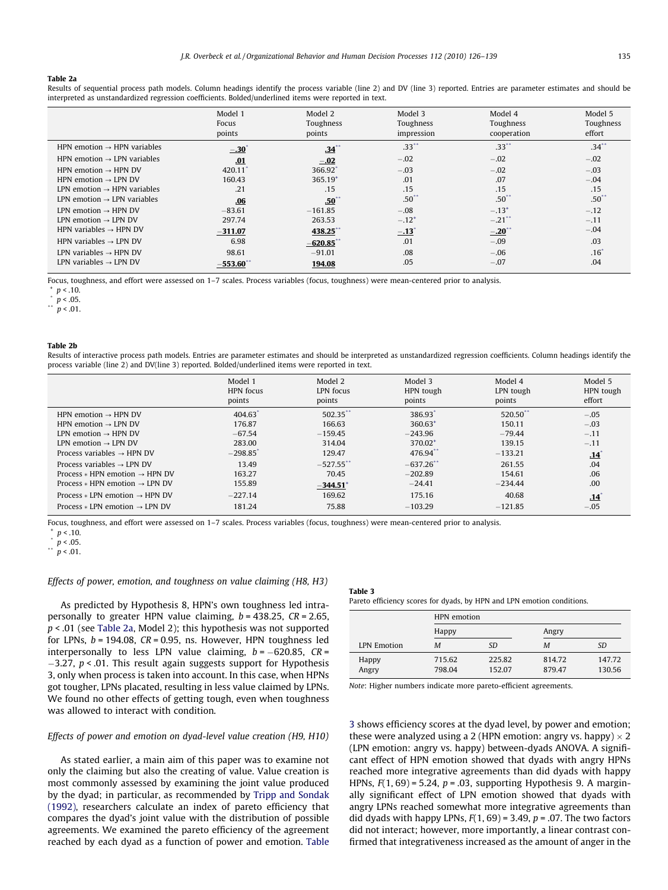**Table 2a**

Results of sequential process path models. Column headings identify the process variable (line 2) and DV (line 3) reported. Entries are parameter estimates and should be interpreted as unstandardized regression coefficients. Bolded/underlined items were reported in text.

| | Model 1 Focus points | Model 2 Toughness points | Model 3 Toughness impression | Model 4 Toughness cooperation | Model 5 Toughness effort |
|---|---|---|---|---|---|
| HPN emotion → HPN variables | **−.30**\* | **.34**\*\* | .33\*\* | .33\*\* | .34\*\* |
| HPN emotion → LPN variables | **.01** | **−.02** | −.02 | −.02 | −.02 |
| HPN emotion → HPN DV | 420.11\* | 366.92\* | −.03 | −.02 | −.03 |
| HPN emotion → LPN DV | 160.43 | 365.19+ | .01 | .07 | −.04 |
| LPN emotion → HPN variables | .21 | .15 | .15 | .15 | .15 |
| LPN emotion → LPN variables | **.06** | **.50**\*\* | .50\*\* | .50\*\* | .50\*\* |
| LPN emotion → HPN DV | −83.61 | −161.85 | −.08 | −.13\* | −.12 |
| LPN emotion → LPN DV | 297.74 | 263.53 | −.12\* | −.21\*\* | −.11 |
| HPN variables → HPN DV | **−311.07** | **438.25**\*\* | **−.13**\* | **−.20**\*\* | −.04 |
| HPN variables → LPN DV | 6.98 | **−620.85**\*\* | .01 | −.09 | .03 |
| LPN variables → HPN DV | 98.61 | −91.01 | .08 | −.06 | .16\* |
| LPN variables → LPN DV | **−553.60**\*\* | **194.08** | .05 | −.07 | .04 |

Focus, toughness, and effort were assessed on 1–7 scales. Process variables (focus, toughness) were mean-centered prior to analysis.

\+ $p < .10$.
\* $p < .05$.
\*\* $p < .01$.

**Table 2b**

Results of interactive process path models. Entries are parameter estimates and should be interpreted as unstandardized regression coefficients. Column headings identify the process variable (line 2) and DV(line 3) reported. Bolded/underlined items were reported in text.

| | Model 1 HPN focus points | Model 2 LPN focus points | Model 3 HPN tough points | Model 4 LPN tough points | Model 5 HPN tough effort |
|---|---|---|---|---|---|
| HPN emotion → HPN DV | 404.63\* | 502.35\*\* | 386.93\* | 520.50\*\* | −.05 |
| HPN emotion → LPN DV | 176.87 | 166.63 | 360.63+ | 150.11 | −.03 |
| LPN emotion → HPN DV | −67.54 | −159.45 | −243.96 | −79.44 | −.11 |
| LPN emotion → LPN DV | 283.00 | 314.04 | 370.02+ | 139.15 | −.11 |
| Process variables → HPN DV | −298.85\* | 129.47 | 476.94\*\* | −133.21 | **.14**\* |
| Process variables → LPN DV | 13.49 | −527.55\*\* | −637.26\*\* | 261.55 | .04 |
| Process * HPN emotion → HPN DV | 163.27 | 70.45 | −202.89 | 154.61 | .06 |
| Process * HPN emotion → LPN DV | 155.89 | **−344.51**\* | −24.41 | −234.44 | .00 |
| Process * LPN emotion → HPN DV | −227.14 | 169.62 | 175.16 | 40.68 | **.14**\* |
| Process * LPN emotion → LPN DV | 181.24 | 75.88 | −103.29 | −121.85 | −.05 |

Focus, toughness, and effort were assessed on 1–7 scales. Process variables (focus, toughness) were mean-centered prior to analysis.

\+ $p < .10$.
\* $p < .05$.
\*\* $p < .01$.

### *Effects of power, emotion, and toughness on value claiming (H8, H3)*

As predicted by Hypothesis 8, HPN's own toughness led intrapersonally to greater HPN value claiming, $b = 438.25$, $CR = 2.65$, $p < .01$ (see Table 2a, Model 2); this hypothesis was not supported for LPNs, $b = 194.08$, $CR = 0.95$, ns. However, HPN toughness led interpersonally to less LPN value claiming, $b = -620.85$, $CR = -3.27$, $p < .01$. This result again suggests support for Hypothesis 3, only when process is taken into account. In this case, when HPNs got tougher, LPNs placated, resulting in less value claimed by LPNs. We found no other effects of getting tough, even when toughness was allowed to interact with condition.

### *Effects of power and emotion on dyad-level value creation (H9, H10)*

As stated earlier, a main aim of this paper was to examine not only the claiming but also the creating of value. Value creation is most commonly assessed by examining the joint value produced by the dyad; in particular, as recommended by Tripp and Sondak (1992), researchers calculate an index of pareto efficiency that compares the dyad's joint value with the distribution of possible agreements. We examined the pareto efficiency of the agreement reached by each dyad as a function of power and emotion. Table 3 shows efficiency scores at the dyad level, by power and emotion; these were analyzed using a 2 (HPN emotion: angry vs. happy) × 2 (LPN emotion: angry vs. happy) between-dyads ANOVA. A significant effect of HPN emotion showed that dyads with angry HPNs reached more integrative agreements than did dyads with happy HPNs, $F(1, 69) = 5.24$, $p = .03$, supporting Hypothesis 9. A marginally significant effect of LPN emotion showed that dyads with angry LPNs reached somewhat more integrative agreements than did dyads with happy LPNs, $F(1, 69) = 3.49$, $p = .07$. The two factors did not interact; however, more importantly, a linear contrast confirmed that integrativeness increased as the amount of anger in the

**Table 3**

Pareto efficiency scores for dyads, by HPN and LPN emotion conditions.

| | HPN emotion | | | |
|---|---|---|---|---|
| | Happy | | Angry | |
| LPN Emotion | *M* | *SD* | *M* | *SD* |
| Happy | 715.62 | 225.82 | 814.72 | 147.72 |
| Angry | 798.04 | 152.07 | 879.47 | 130.56 |

*Note:* Higher numbers indicate more pareto-efficient agreements.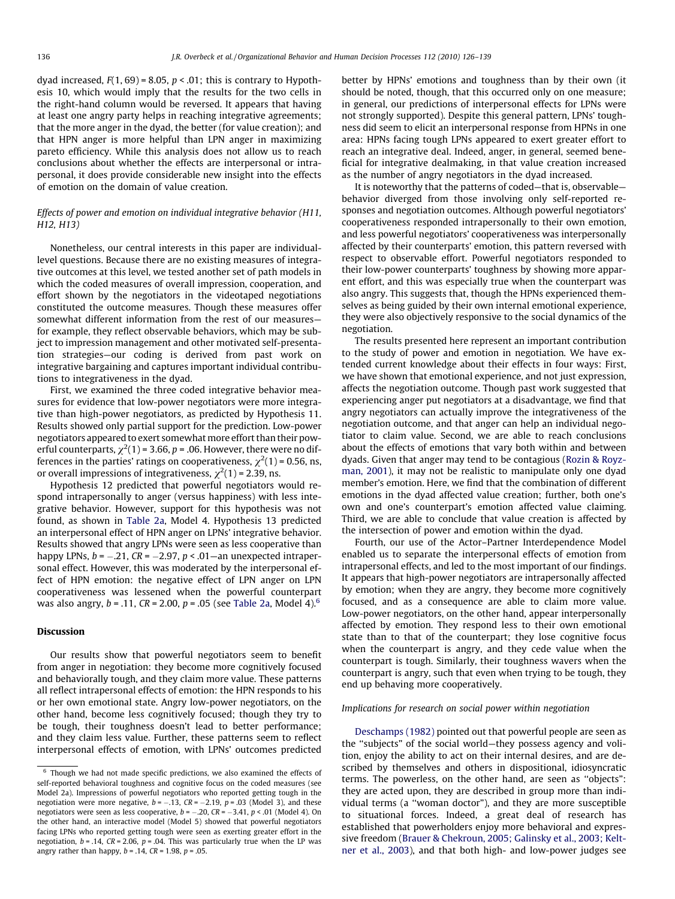dyad increased, $F(1, 69) = 8.05$, $p < .01$; this is contrary to Hypothesis 10, which would imply that the results for the two cells in the right-hand column would be reversed. It appears that having at least one angry party helps in reaching integrative agreements; that the more anger in the dyad, the better (for value creation); and that HPN anger is more helpful than LPN anger in maximizing pareto efficiency. While this analysis does not allow us to reach conclusions about whether the effects are interpersonal or intrapersonal, it does provide considerable new insight into the effects of emotion on the domain of value creation.

### *Effects of power and emotion on individual integrative behavior (H11, H12, H13)*

Nonetheless, our central interests in this paper are individual-level questions. Because there are no existing measures of integrative outcomes at this level, we tested another set of path models in which the coded measures of overall impression, cooperation, and effort shown by the negotiators in the videotaped negotiations constituted the outcome measures. Though these measures offer somewhat different information from the rest of our measures—for example, they reflect observable behaviors, which may be subject to impression management and other motivated self-presentation strategies—our coding is derived from past work on integrative bargaining and captures important individual contributions to integrativeness in the dyad.

First, we examined the three coded integrative behavior measures for evidence that low-power negotiators were more integrative than high-power negotiators, as predicted by Hypothesis 11. Results showed only partial support for the prediction. Low-power negotiators appeared to exert somewhat more effort than their powerful counterparts, $\chi^2(1) = 3.66$, $p = .06$. However, there were no differences in the parties' ratings on cooperativeness, $\chi^2(1) = 0.56$, ns, or overall impressions of integrativeness, $\chi^2(1) = 2.39$, ns.

Hypothesis 12 predicted that powerful negotiators would respond intrapersonally to anger (versus happiness) with less integrative behavior. However, support for this hypothesis was not found, as shown in Table 2a, Model 4. Hypothesis 13 predicted an interpersonal effect of HPN anger on LPNs' integrative behavior. Results showed that angry LPNs were seen as less cooperative than happy LPNs, $b = -.21$, $CR = -2.97$, $p < .01$—an unexpected intrapersonal effect. However, this was moderated by the interpersonal effect of HPN emotion: the negative effect of LPN anger on LPN cooperativeness was lessened when the powerful counterpart was also angry, $b = .11$, $CR = 2.00$, $p = .05$ (see Table 2a, Model 4).[6]

## Discussion

Our results show that powerful negotiators seem to benefit from anger in negotiation: they become more cognitively focused and behaviorally tough, and they claim more value. These patterns all reflect intrapersonal effects of emotion: the HPN responds to his or her own emotional state. Angry low-power negotiators, on the other hand, become less cognitively focused; though they try to be tough, their toughness doesn't lead to better performance; and they claim less value. Further, these patterns seem to reflect interpersonal effects of emotion, with LPNs' outcomes predicted better by HPNs' emotions and toughness than by their own (it should be noted, though, that this occurred only on one measure; in general, our predictions of interpersonal effects for LPNs were not strongly supported). Despite this general pattern, LPNs' toughness did seem to elicit an interpersonal response from HPNs in one area: HPNs facing tough LPNs appeared to exert greater effort to reach an integrative deal. Indeed, anger, in general, seemed beneficial for integrative dealmaking, in that value creation increased as the number of angry negotiators in the dyad increased.

It is noteworthy that the patterns of coded—that is, observable—behavior diverged from those involving only self-reported responses and negotiation outcomes. Although powerful negotiators' cooperativeness responded intrapersonally to their own emotion, and less powerful negotiators' cooperativeness was interpersonally affected by their counterparts' emotion, this pattern reversed with respect to observable effort. Powerful negotiators responded to their low-power counterparts' toughness by showing more apparent effort, and this was especially true when the counterpart was also angry. This suggests that, though the HPNs experienced themselves as being guided by their own internal emotional experience, they were also objectively responsive to the social dynamics of the negotiation.

The results presented here represent an important contribution to the study of power and emotion in negotiation. We have extended current knowledge about their effects in four ways: First, we have shown that emotional experience, and not just expression, affects the negotiation outcome. Though past work suggested that experiencing anger put negotiators at a disadvantage, we find that angry negotiators can actually improve the integrativeness of the negotiation outcome, and that anger can help an individual negotiator to claim value. Second, we are able to reach conclusions about the effects of emotions that vary both within and between dyads. Given that anger may tend to be contagious (Rozin & Royzman, 2001), it may not be realistic to manipulate only one dyad member's emotion. Here, we find that the combination of different emotions in the dyad affected value creation; further, both one's own and one's counterpart's emotion affected value claiming. Third, we are able to conclude that value creation is affected by the intersection of power and emotion within the dyad.

Fourth, our use of the Actor–Partner Interdependence Model enabled us to separate the interpersonal effects of emotion from intrapersonal effects, and led to the most important of our findings. It appears that high-power negotiators are intrapersonally affected by emotion; when they are angry, they become more cognitively focused, and as a consequence are able to claim more value. Low-power negotiators, on the other hand, appear interpersonally affected by emotion. They respond less to their own emotional state than to that of the counterpart; they lose cognitive focus when the counterpart is angry, and they cede value when the counterpart is tough. Similarly, their toughness wavers when the counterpart is angry, such that even when trying to be tough, they end up behaving more cooperatively.

### *Implications for research on social power within negotiation*

Deschamps (1982) pointed out that powerful people are seen as the "subjects" of the social world—they possess agency and volition, enjoy the ability to act on their internal desires, and are described by themselves and others in dispositional, idiosyncratic terms. The powerless, on the other hand, are seen as "objects": they are acted upon, they are described in group more than individual terms (a "woman doctor"), and they are more susceptible to situational forces. Indeed, a great deal of research has established that powerholders enjoy more behavioral and expressive freedom (Brauer & Chekroun, 2005; Galinsky et al., 2003; Keltner et al., 2003), and that both high- and low-power judges see

---

[6] Though we had not made specific predictions, we also examined the effects of self-reported behavioral toughness and cognitive focus on the coded measures (see Model 2a). Impressions of powerful negotiators who reported getting tough in the negotiation were more negative, $b = -.13$, $CR = -2.19$, $p = .03$ (Model 3), and these negotiators were seen as less cooperative, $b = -.20$, $CR = -3.41$, $p < .01$ (Model 4). On the other hand, an interactive model (Model 5) showed that powerful negotiators facing LPNs who reported getting tough were seen as exerting greater effort in the negotiation, $b = .14$, $CR = 2.06$, $p = .04$. This was particularly true when the LP was angry rather than happy, $b = .14$, $CR = 1.98$, $p = .05$.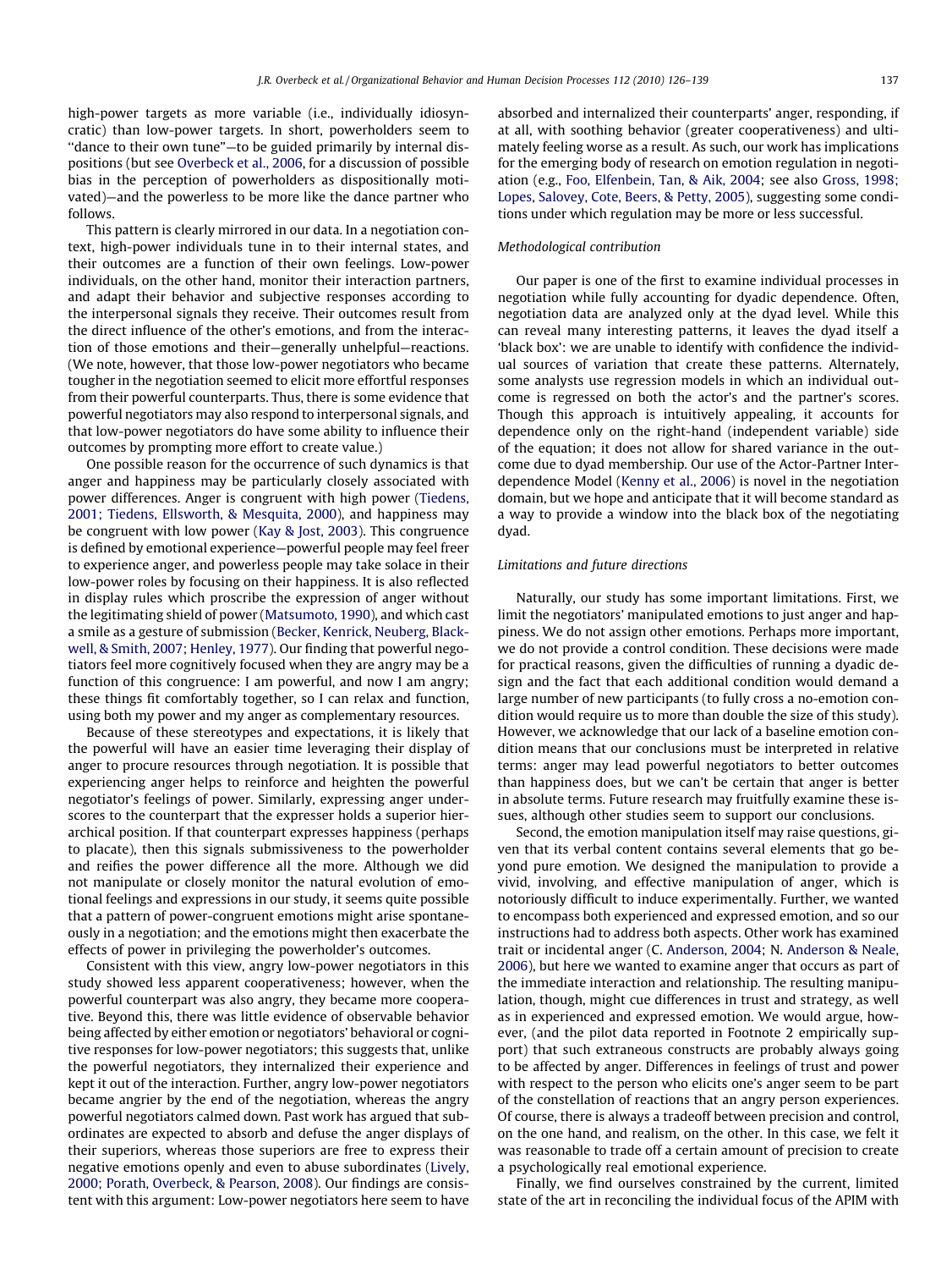high-power targets as more variable (i.e., individually idiosyncratic) than low-power targets. In short, powerholders seem to "dance to their own tune"—to be guided primarily by internal dispositions (but see Overbeck et al., 2006, for a discussion of possible bias in the perception of powerholders as dispositionally motivated)—and the powerless to be more like the dance partner who follows.

This pattern is clearly mirrored in our data. In a negotiation context, high-power individuals tune in to their internal states, and their outcomes are a function of their own feelings. Low-power individuals, on the other hand, monitor their interaction partners, and adapt their behavior and subjective responses according to the interpersonal signals they receive. Their outcomes result from the direct influence of the other's emotions, and from the interaction of those emotions and their—generally unhelpful—reactions. (We note, however, that those low-power negotiators who became tougher in the negotiation seemed to elicit more effortful responses from their powerful counterparts. Thus, there is some evidence that powerful negotiators may also respond to interpersonal signals, and that low-power negotiators do have some ability to influence their outcomes by prompting more effort to create value.)

One possible reason for the occurrence of such dynamics is that anger and happiness may be particularly closely associated with power differences. Anger is congruent with high power (Tiedens, 2001; Tiedens, Ellsworth, & Mesquita, 2000), and happiness may be congruent with low power (Kay & Jost, 2003). This congruence is defined by emotional experience—powerful people may feel freer to experience anger, and powerless people may take solace in their low-power roles by focusing on their happiness. It is also reflected in display rules which proscribe the expression of anger without the legitimating shield of power (Matsumoto, 1990), and which cast a smile as a gesture of submission (Becker, Kenrick, Neuberg, Blackwell, & Smith, 2007; Henley, 1977). Our finding that powerful negotiators feel more cognitively focused when they are angry may be a function of this congruence: I am powerful, and now I am angry; these things fit comfortably together, so I can relax and function, using both my power and my anger as complementary resources.

Because of these stereotypes and expectations, it is likely that the powerful will have an easier time leveraging their display of anger to procure resources through negotiation. It is possible that experiencing anger helps to reinforce and heighten the powerful negotiator's feelings of power. Similarly, expressing anger underscores to the counterpart that the expresser holds a superior hierarchical position. If that counterpart expresses happiness (perhaps to placate), then this signals submissiveness to the powerholder and reifies the power difference all the more. Although we did not manipulate or closely monitor the natural evolution of emotional feelings and expressions in our study, it seems quite possible that a pattern of power-congruent emotions might arise spontaneously in a negotiation; and the emotions might then exacerbate the effects of power in privileging the powerholder's outcomes.

Consistent with this view, angry low-power negotiators in this study showed less apparent cooperativeness; however, when the powerful counterpart was also angry, they became more cooperative. Beyond this, there was little evidence of observable behavior being affected by either emotion or negotiators' behavioral or cognitive responses for low-power negotiators; this suggests that, unlike the powerful negotiators, they internalized their experience and kept it out of the interaction. Further, angry low-power negotiators became angrier by the end of the negotiation, whereas the angry powerful negotiators calmed down. Past work has argued that subordinates are expected to absorb and defuse the anger displays of their superiors, whereas those superiors are free to express their negative emotions openly and even to abuse subordinates (Lively, 2000; Porath, Overbeck, & Pearson, 2008). Our findings are consistent with this argument: Low-power negotiators here seem to have absorbed and internalized their counterparts' anger, responding, if at all, with soothing behavior (greater cooperativeness) and ultimately feeling worse as a result. As such, our work has implications for the emerging body of research on emotion regulation in negotiation (e.g., Foo, Elfenbein, Tan, & Aik, 2004; see also Gross, 1998; Lopes, Salovey, Cote, Beers, & Petty, 2005), suggesting some conditions under which regulation may be more or less successful.

### Methodological contribution

Our paper is one of the first to examine individual processes in negotiation while fully accounting for dyadic dependence. Often, negotiation data are analyzed only at the dyad level. While this can reveal many interesting patterns, it leaves the dyad itself a 'black box': we are unable to identify with confidence the individual sources of variation that create these patterns. Alternately, some analysts use regression models in which an individual outcome is regressed on both the actor's and the partner's scores. Though this approach is intuitively appealing, it accounts for dependence only on the right-hand (independent variable) side of the equation; it does not allow for shared variance in the outcome due to dyad membership. Our use of the Actor-Partner Interdependence Model (Kenny et al., 2006) is novel in the negotiation domain, but we hope and anticipate that it will become standard as a way to provide a window into the black box of the negotiating dyad.

### Limitations and future directions

Naturally, our study has some important limitations. First, we limit the negotiators' manipulated emotions to just anger and happiness. We do not assign other emotions. Perhaps more important, we do not provide a control condition. These decisions were made for practical reasons, given the difficulties of running a dyadic design and the fact that each additional condition would demand a large number of new participants (to fully cross a no-emotion condition would require us to more than double the size of this study). However, we acknowledge that our lack of a baseline emotion condition means that our conclusions must be interpreted in relative terms: anger may lead powerful negotiators to better outcomes than happiness does, but we can't be certain that anger is better in absolute terms. Future research may fruitfully examine these issues, although other studies seem to support our conclusions.

Second, the emotion manipulation itself may raise questions, given that its verbal content contains several elements that go beyond pure emotion. We designed the manipulation to provide a vivid, involving, and effective manipulation of anger, which is notoriously difficult to induce experimentally. Further, we wanted to encompass both experienced and expressed emotion, and so our instructions had to address both aspects. Other work has examined trait or incidental anger (C. Anderson, 2004; N. Anderson & Neale, 2006), but here we wanted to examine anger that occurs as part of the immediate interaction and relationship. The resulting manipulation, though, might cue differences in trust and strategy, as well as in experienced and expressed emotion. We would argue, however, (and the pilot data reported in Footnote 2 empirically support) that such extraneous constructs are probably always going to be affected by anger. Differences in feelings of trust and power with respect to the person who elicits one's anger seem to be part of the constellation of reactions that an angry person experiences. Of course, there is always a tradeoff between precision and control, on the one hand, and realism, on the other. In this case, we felt it was reasonable to trade off a certain amount of precision to create a psychologically real emotional experience.

Finally, we find ourselves constrained by the current, limited state of the art in reconciling the individual focus of the APIM with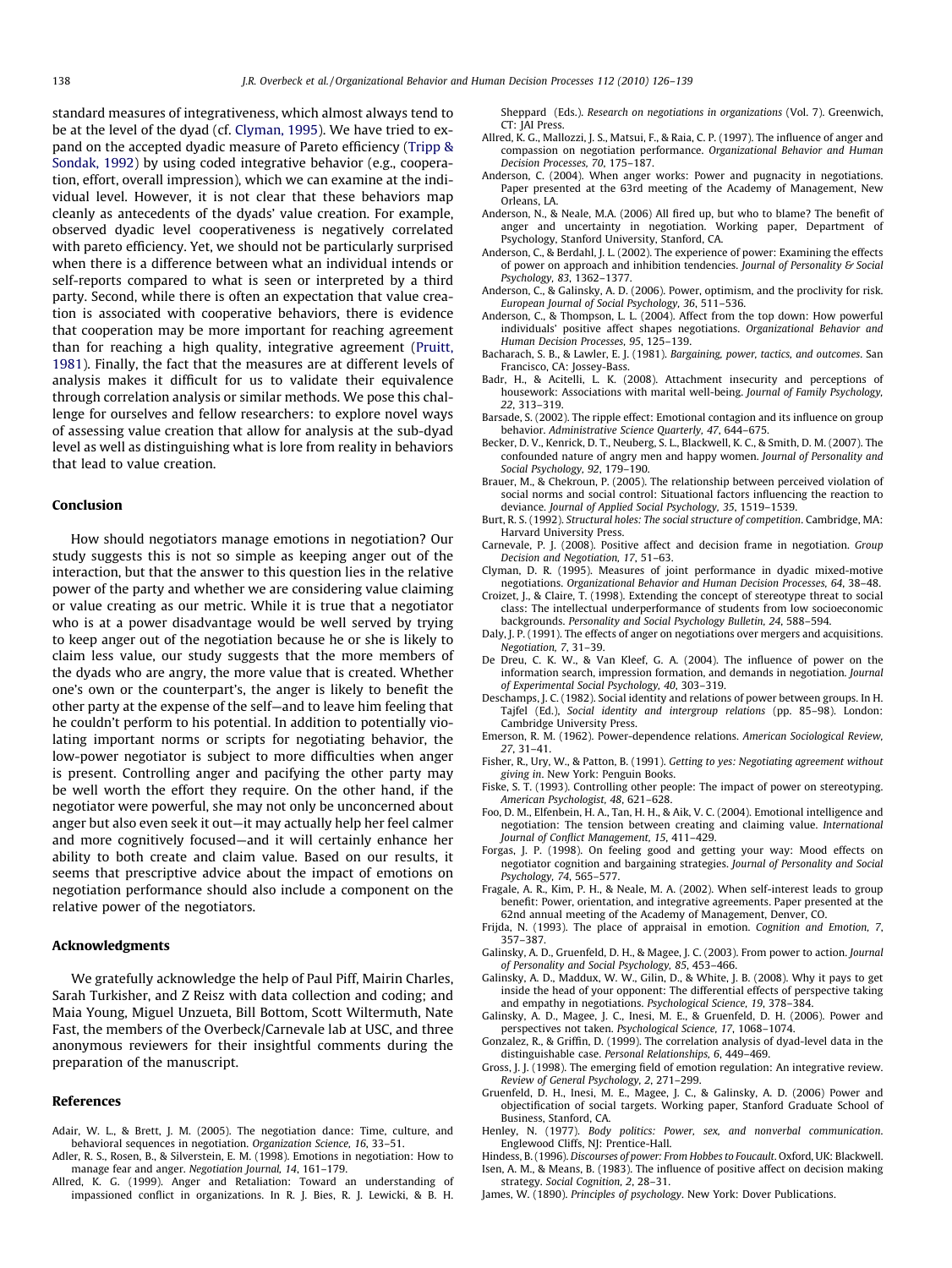standard measures of integrativeness, which almost always tend to be at the level of the dyad (cf. Clyman, 1995). We have tried to expand on the accepted dyadic measure of Pareto efficiency (Tripp & Sondak, 1992) by using coded integrative behavior (e.g., cooperation, effort, overall impression), which we can examine at the individual level. However, it is not clear that these behaviors map cleanly as antecedents of the dyads' value creation. For example, observed dyadic level cooperativeness is negatively correlated with pareto efficiency. Yet, we should not be particularly surprised when there is a difference between what an individual intends or self-reports compared to what is seen or interpreted by a third party. Second, while there is often an expectation that value creation is associated with cooperative behaviors, there is evidence that cooperation may be more important for reaching agreement than for reaching a high quality, integrative agreement (Pruitt, 1981). Finally, the fact that the measures are at different levels of analysis makes it difficult for us to validate their equivalence through correlation analysis or similar methods. We pose this challenge for ourselves and fellow researchers: to explore novel ways of assessing value creation that allow for analysis at the sub-dyad level as well as distinguishing what is lore from reality in behaviors that lead to value creation.

## Conclusion

How should negotiators manage emotions in negotiation? Our study suggests this is not so simple as keeping anger out of the interaction, but that the answer to this question lies in the relative power of the party and whether we are considering value claiming or value creating as our metric. While it is true that a negotiator who is at a power disadvantage would be well served by trying to keep anger out of the negotiation because he or she is likely to claim less value, our study suggests that the more members of the dyads who are angry, the more value that is created. Whether one's own or the counterpart's, the anger is likely to benefit the other party at the expense of the self—and to leave him feeling that he couldn't perform to his potential. In addition to potentially violating important norms or scripts for negotiating behavior, the low-power negotiator is subject to more difficulties when anger is present. Controlling anger and pacifying the other party may be well worth the effort they require. On the other hand, if the negotiator were powerful, she may not only be unconcerned about anger but also even seek it out—it may actually help her feel calmer and more cognitively focused—and it will certainly enhance her ability to both create and claim value. Based on our results, it seems that prescriptive advice about the impact of emotions on negotiation performance should also include a component on the relative power of the negotiators.

## Acknowledgments

We gratefully acknowledge the help of Paul Piff, Mairin Charles, Sarah Turkisher, and Z Reisz with data collection and coding; and Maia Young, Miguel Unzueta, Bill Bottom, Scott Wiltermuth, Nate Fast, the members of the Overbeck/Carnevale lab at USC, and three anonymous reviewers for their insightful comments during the preparation of the manuscript.

## References

Adair, W. L., & Brett, J. M. (2005). The negotiation dance: Time, culture, and behavioral sequences in negotiation. *Organization Science, 16*, 33–51.

Adler, R. S., Rosen, B., & Silverstein, E. M. (1998). Emotions in negotiation: How to manage fear and anger. *Negotiation Journal, 14*, 161–179.

Allred, K. G. (1999). Anger and Retaliation: Toward an understanding of impassioned conflict in organizations. In R. J. Bies, R. J. Lewicki, & B. H. Sheppard (Eds.). *Research on negotiations in organizations* (Vol. 7). Greenwich, CT: JAI Press.

Allred, K. G., Mallozzi, J. S., Matsui, F., & Raia, C. P. (1997). The influence of anger and compassion on negotiation performance. *Organizational Behavior and Human Decision Processes, 70*, 175–187.

Anderson, C. (2004). When anger works: Power and pugnacity in negotiations. Paper presented at the 63rd meeting of the Academy of Management, New Orleans, LA.

Anderson, N., & Neale, M.A. (2006) All fired up, but who to blame? The benefit of anger and uncertainty in negotiation. Working paper, Department of Psychology, Stanford University, Stanford, CA.

Anderson, C., & Berdahl, J. L. (2002). The experience of power: Examining the effects of power on approach and inhibition tendencies. *Journal of Personality & Social Psychology, 83*, 1362–1377.

Anderson, C., & Galinsky, A. D. (2006). Power, optimism, and the proclivity for risk. *European Journal of Social Psychology, 36*, 511–536.

Anderson, C., & Thompson, L. L. (2004). Affect from the top down: How powerful individuals' positive affect shapes negotiations. *Organizational Behavior and Human Decision Processes, 95*, 125–139.

Bacharach, S. B., & Lawler, E. J. (1981). *Bargaining, power, tactics, and outcomes*. San Francisco, CA: Jossey-Bass.

Badr, H., & Acitelli, L. K. (2008). Attachment insecurity and perceptions of housework: Associations with marital well-being. *Journal of Family Psychology, 22*, 313–319.

Barsade, S. (2002). The ripple effect: Emotional contagion and its influence on group behavior. *Administrative Science Quarterly, 47*, 644–675.

Becker, D. V., Kenrick, D. T., Neuberg, S. L., Blackwell, K. C., & Smith, D. M. (2007). The confounded nature of angry men and happy women. *Journal of Personality and Social Psychology, 92*, 179–190.

Brauer, M., & Chekroun, P. (2005). The relationship between perceived violation of social norms and social control: Situational factors influencing the reaction to deviance. *Journal of Applied Social Psychology, 35*, 1519–1539.

Burt, R. S. (1992). *Structural holes: The social structure of competition*. Cambridge, MA: Harvard University Press.

Carnevale, P. J. (2008). Positive affect and decision frame in negotiation. *Group Decision and Negotiation, 17*, 51–63.

Clyman, D. R. (1995). Measures of joint performance in dyadic mixed-motive negotiations. *Organizational Behavior and Human Decision Processes, 64*, 38–48.

Croizet, J., & Claire, T. (1998). Extending the concept of stereotype threat to social class: The intellectual underperformance of students from low socioeconomic backgrounds. *Personality and Social Psychology Bulletin, 24*, 588–594.

Daly, J. P. (1991). The effects of anger on negotiations over mergers and acquisitions. *Negotiation, 7*, 31–39.

De Dreu, C. K. W., & Van Kleef, G. A. (2004). The influence of power on the information search, impression formation, and demands in negotiation. *Journal of Experimental Social Psychology, 40*, 303–319.

Deschamps, J. C. (1982). Social identity and relations of power between groups. In H. Tajfel (Ed.), *Social identity and intergroup relations* (pp. 85–98). London: Cambridge University Press.

Emerson, R. M. (1962). Power-dependence relations. *American Sociological Review, 27*, 31–41.

Fisher, R., Ury, W., & Patton, B. (1991). *Getting to yes: Negotiating agreement without giving in*. New York: Penguin Books.

Fiske, S. T. (1993). Controlling other people: The impact of power on stereotyping. *American Psychologist, 48*, 621–628.

Foo, D. M., Elfenbein, H. A., Tan, H. H., & Aik, V. C. (2004). Emotional intelligence and negotiation: The tension between creating and claiming value. *International Journal of Conflict Management, 15*, 411–429.

Forgas, J. P. (1998). On feeling good and getting your way: Mood effects on negotiator cognition and bargaining strategies. *Journal of Personality and Social Psychology, 74*, 565–577.

Fragale, A. R., Kim, P. H., & Neale, M. A. (2002). When self-interest leads to group benefit: Power, orientation, and integrative agreements. Paper presented at the 62nd annual meeting of the Academy of Management, Denver, CO.

Frijda, N. (1993). The place of appraisal in emotion. *Cognition and Emotion, 7*, 357–387.

Galinsky, A. D., Gruenfeld, D. H., & Magee, J. C. (2003). From power to action. *Journal of Personality and Social Psychology, 85*, 453–466.

Galinsky, A. D., Maddux, W. W., Gilin, D., & White, J. B. (2008). Why it pays to get inside the head of your opponent: The differential effects of perspective taking and empathy in negotiations. *Psychological Science, 19*, 378–384.

Galinsky, A. D., Magee, J. C., Inesi, M. E., & Gruenfeld, D. H. (2006). Power and perspectives not taken. *Psychological Science, 17*, 1068–1074.

Gonzalez, R., & Griffin, D. (1999). The correlation analysis of dyad-level data in the distinguishable case. *Personal Relationships, 6*, 449–469.

Gross, J. J. (1998). The emerging field of emotion regulation: An integrative review. *Review of General Psychology, 2*, 271–299.

Gruenfeld, D. H., Inesi, M. E., Magee, J. C., & Galinsky, A. D. (2006) Power and objectification of social targets. Working paper, Stanford Graduate School of Business, Stanford, CA.

Henley, N. (1977). *Body politics: Power, sex, and nonverbal communication*. Englewood Cliffs, NJ: Prentice-Hall.

Hindess, B. (1996). *Discourses of power: From Hobbes to Foucault*. Oxford, UK: Blackwell.

Isen, A. M., & Means, B. (1983). The influence of positive affect on decision making strategy. *Social Cognition, 2*, 28–31.

James, W. (1890). *Principles of psychology*. New York: Dover Publications.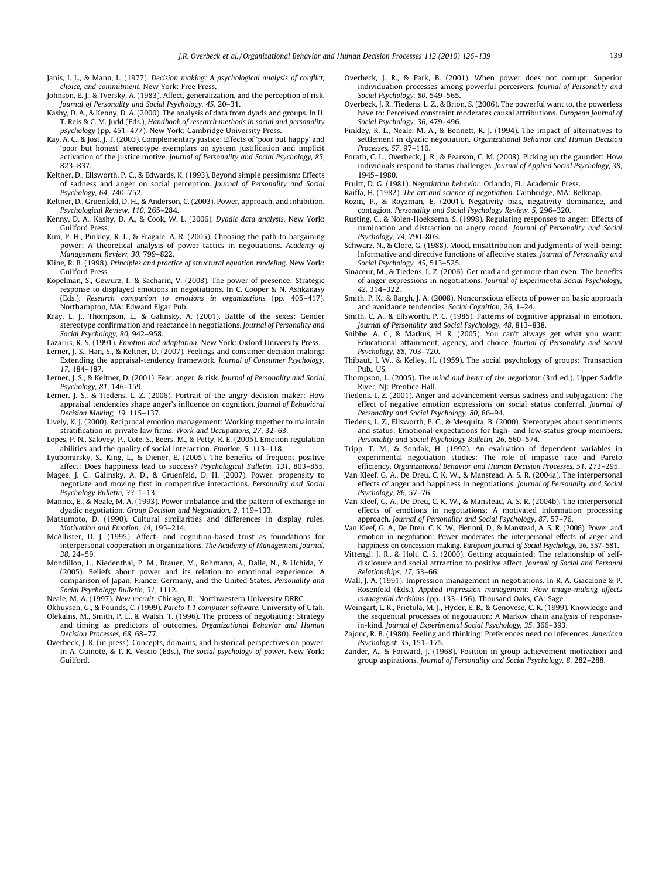Janis, I. L., & Mann, L. (1977). *Decision making: A psychological analysis of conflict, choice, and commitment*. New York: Free Press.

Johnson, E. J., & Tversky, A. (1983). Affect, generalization, and the perception of risk. *Journal of Personality and Social Psychology, 45*, 20–31.

Kashy, D. A., & Kenny, D. A. (2000). The analysis of data from dyads and groups. In H. T. Reis & C. M. Judd (Eds.), *Handbook of research methods in social and personality psychology* (pp. 451–477). New York: Cambridge University Press.

Kay, A. C., & Jost, J. T. (2003). Complementary justice: Effects of 'poor but happy' and 'poor but honest' stereotype exemplars on system justification and implicit activation of the justice motive. *Journal of Personality and Social Psychology, 85*, 823–837.

Keltner, D., Ellsworth, P. C., & Edwards, K. (1993). Beyond simple pessimism: Effects of sadness and anger on social perception. *Journal of Personality and Social Psychology, 64*, 740–752.

Keltner, D., Gruenfeld, D. H., & Anderson, C. (2003). Power, approach, and inhibition. *Psychological Review, 110*, 265–284.

Kenny, D. A., Kashy, D. A., & Cook, W. L. (2006). *Dyadic data analysis*. New York: Guilford Press.

Kim, P. H., Pinkley, R. L., & Fragale, A. R. (2005). Choosing the path to bargaining power: A theoretical analysis of power tactics in negotiations. *Academy of Management Review, 30*, 799–822.

Kline, R. B. (1998). *Principles and practice of structural equation modeling*. New York: Guilford Press.

Kopelman, S., Gewurz, I., & Sacharin, V. (2008). The power of presence: Strategic response to displayed emotions in negotiations. In C. Cooper & N. Ashkanasy (Eds.), *Research companion to emotions in organizations* (pp. 405–417). Northampton, MA: Edward Elgar Pub.

Kray, L. J., Thompson, L., & Galinsky, A. (2001). Battle of the sexes: Gender stereotype confirmation and reactance in negotiations. *Journal of Personality and Social Psychology, 80*, 942–958.

Lazarus, R. S. (1991). *Emotion and adaptation*. New York: Oxford University Press.

Lerner, J. S., Han, S., & Keltner, D. (2007). Feelings and consumer decision making: Extending the appraisal-tendency framework. *Journal of Consumer Psychology, 17*, 184–187.

Lerner, J. S., & Keltner, D. (2001). Fear, anger, & risk. *Journal of Personality and Social Psychology, 81*, 146–159.

Lerner, J. S., & Tiedens, L. Z. (2006). Portrait of the angry decision maker: How appraisal tendencies shape anger's influence on cognition. *Journal of Behavioral Decision Making, 19*, 115–137.

Lively, K. J. (2000). Reciprocal emotion management: Working together to maintain stratification in private law firms. *Work and Occupations, 27*, 32–63.

Lopes, P. N., Salovey, P., Cote, S., Beers, M., & Petty, R. E. (2005). Emotion regulation abilities and the quality of social interaction. *Emotion, 5*, 113–118.

Lyubomirsky, S., King, L., & Diener, E. (2005). The benefits of frequent positive affect: Does happiness lead to success? *Psychological Bulletin, 131*, 803–855.

Magee, J. C., Galinsky, A. D., & Gruenfeld, D. H. (2007). Power, propensity to negotiate and moving first in competitive interactions. *Personality and Social Psychology Bulletin, 33*, 1–13.

Mannix, E., & Neale, M. A. (1993). Power imbalance and the pattern of exchange in dyadic negotiation. *Group Decision and Negotiation, 2*, 119–133.

Matsumoto, D. (1990). Cultural similarities and differences in display rules. *Motivation and Emotion, 14*, 195–214.

McAllister, D. J. (1995). Affect- and cognition-based trust as foundations for interpersonal cooperation in organizations. *The Academy of Management Journal, 38*, 24–59.

Mondillon, L., Niedenthal, P. M., Brauer, M., Rohmann, A., Dalle, N., & Uchida, Y. (2005). Beliefs about power and its relation to emotional experience: A comparison of Japan, France, Germany, and the United States. *Personality and Social Psychology Bulletin, 31*, 1112.

Neale, M. A. (1997). *New recruit*. Chicago, IL: Northwestern University DRRC.

Okhuysen, G., & Pounds, C. (1999). *Pareto 1.1 computer software*. University of Utah.

Olekalns, M., Smith, P. L., & Walsh, T. (1996). The process of negotiating: Strategy and timing as predictors of outcomes. *Organizational Behavior and Human Decision Processes, 68*, 68–77.

Overbeck, J. R. (in press). Concepts, domains, and historical perspectives on power. In A. Guinote, & T. K. Vescio (Eds.), *The social psychology of power*. New York: Guilford.

Overbeck, J. R., & Park, B. (2001). When power does not corrupt: Superior individuation processes among powerful perceivers. *Journal of Personality and Social Psychology, 80*, 549–565.

Overbeck, J. R., Tiedens, L. Z., & Brion, S. (2006). The powerful want to, the powerless have to: Perceived constraint moderates causal attributions. *European Journal of Social Psychology, 36*, 479–496.

Pinkley, R. L., Neale, M. A., & Bennett, R. J. (1994). The impact of alternatives to settlement in dyadic negotiation. *Organizational Behavior and Human Decision Processes, 57*, 97–116.

Porath, C. L., Overbeck, J. R., & Pearson, C. M. (2008). Picking up the gauntlet: How individuals respond to status challenges. *Journal of Applied Social Psychology, 38*, 1945–1980.

Pruitt, D. G. (1981). *Negotiation behavior*. Orlando, FL: Academic Press.

Raiffa, H. (1982). *The art and science of negotiation*. Cambridge, MA: Belknap.

Rozin, P., & Royzman, E. (2001). Negativity bias, negativity dominance, and contagion. *Personality and Social Psychology Review, 5*, 296–320.

Rusting, C., & Nolen-Hoeksema, S. (1998). Regulating responses to anger: Effects of rumination and distraction on angry mood. *Journal of Personality and Social Psychology, 74*, 790–803.

Schwarz, N., & Clore, G. (1988). Mood, misattribution and judgments of well-being: Informative and directive functions of affective states. *Journal of Personality and Social Psychology, 45*, 513–525.

Sinaceur, M., & Tiedens, L. Z. (2006). Get mad and get more than even: The benefits of anger expressions in negotiations. *Journal of Experimental Social Psychology, 42*, 314–322.

Smith, P. K., & Bargh, J. A. (2008). Nonconscious effects of power on basic approach and avoidance tendencies. *Social Cognition, 26*, 1–24.

Smith, C. A., & Ellsworth, P. C. (1985). Patterns of cognitive appraisal in emotion. *Journal of Personality and Social Psychology, 48*, 813–838.

Snibbe, A. C., & Markus, H. R. (2005). You can't always get what you want: Educational attainment, agency, and choice. *Journal of Personality and Social Psychology, 88*, 703–720.

Thibaut, J. W., & Kelley, H. (1959). The social psychology of groups: Transaction Pub., US.

Thompson, L. (2005). *The mind and heart of the negotiator* (3rd ed.). Upper Saddle River, NJ: Prentice Hall.

Tiedens, L. Z. (2001). Anger and advancement versus sadness and subjugation: The effect of negative emotion expressions on social status conferral. *Journal of Personality and Social Psychology, 80*, 86–94.

Tiedens, L. Z., Ellsworth, P. C., & Mesquita, B. (2000). Stereotypes about sentiments and status: Emotional expectations for high- and low-status group members. *Personality and Social Psychology Bulletin, 26*, 560–574.

Tripp, T. M., & Sondak, H. (1992). An evaluation of dependent variables in experimental negotiation studies: The role of impasse rate and Pareto efficiency. *Organizational Behavior and Human Decision Processes, 51*, 273–295.

Van Kleef, G. A., De Dreu, C. K. W., & Manstead, A. S. R. (2004a). The interpersonal effects of anger and happiness in negotiations. *Journal of Personality and Social Psychology, 86*, 57–76.

Van Kleef, G. A., De Dreu, C. K. W., & Manstead, A. S. R. (2004b). The interpersonal effects of emotions in negotiations: A motivated information processing approach. *Journal of Personality and Social Psychology, 87*, 57–76.

Van Kleef, G. A., De Dreu, C. K. W., Pietroni, D., & Manstead, A. S. R. (2006). Power and emotion in negotiation: Power moderates the interpersonal effects of anger and happiness on concession making. *European Journal of Social Psychology, 36*, 557–581.

Vittengl, J. R., & Holt, C. S. (2000). Getting acquainted: The relationship of self-disclosure and social attraction to positive affect. *Journal of Social and Personal Relationships, 17*, 53–66.

Wall, J. A. (1991). Impression management in negotiations. In R. A. Giacalone & P. Rosenfeld (Eds.), *Applied impression management: How image-making affects managerial decisions* (pp. 133–156). Thousand Oaks, CA: Sage.

Weingart, L. R., Prietula, M. J., Hyder, E. B., & Genovese, C. R. (1999). Knowledge and the sequential processes of negotiation: A Markov chain analysis of response-in-kind. *Journal of Experimental Social Psychology, 35*, 366–393.

Zajonc, R. B. (1980). Feeling and thinking: Preferences need no inferences. *American Psychologist, 35*, 151–175.

Zander, A., & Forward, J. (1968). Position in group achievement motivation and group aspirations. *Journal of Personality and Social Psychology, 8*, 282–288.